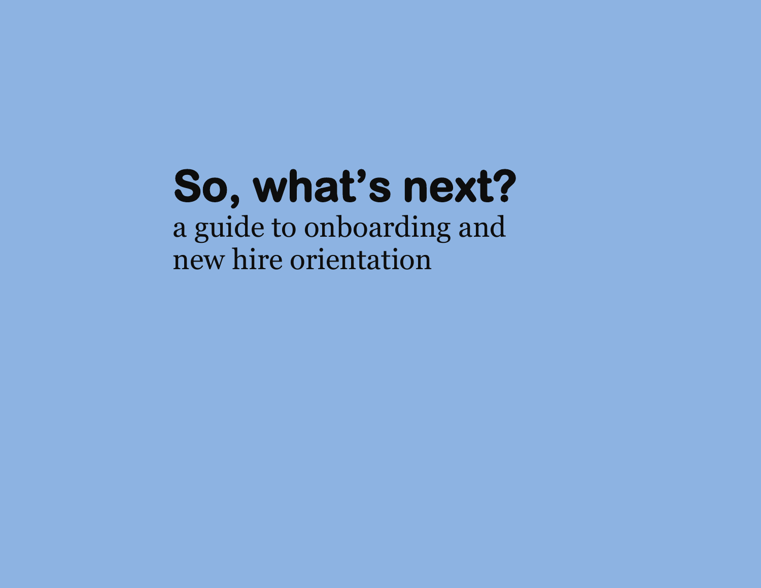# So, what's next?

a guide to onboarding and
new hire orientation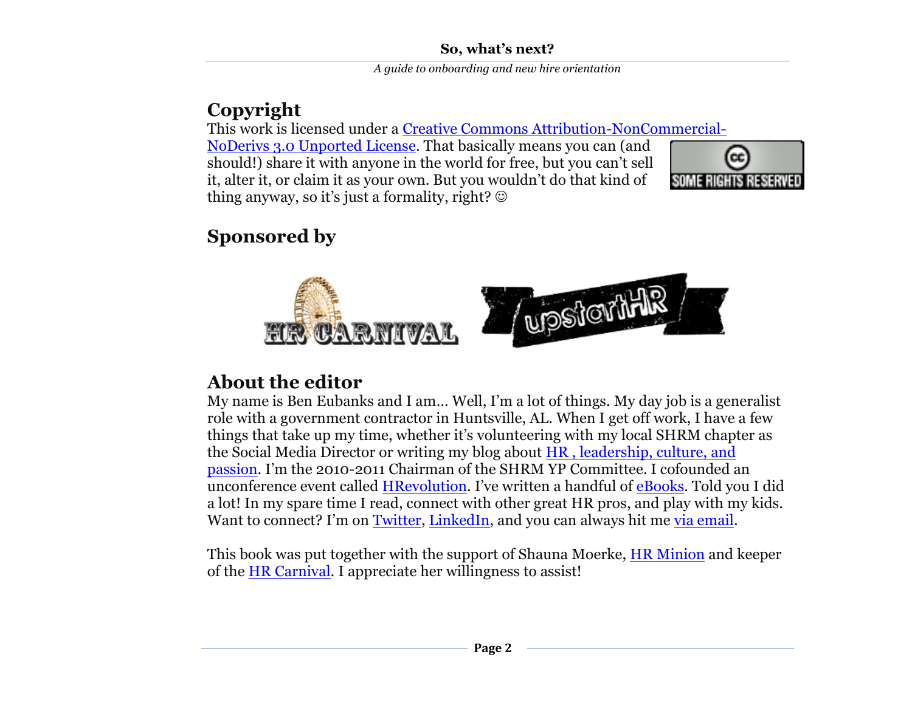## Copyright

This work is licensed under a Creative Commons Attribution-NonCommercial-NoDerivs 3.0 Unported License. That basically means you can (and should!) share it with anyone in the world for free, but you can't sell it, alter it, or claim it as your own. But you wouldn't do that kind of thing anyway, so it's just a formality, right? ☺

## Sponsored by

## About the editor

My name is Ben Eubanks and I am… Well, I'm a lot of things. My day job is a generalist role with a government contractor in Huntsville, AL. When I get off work, I have a few things that take up my time, whether it's volunteering with my local SHRM chapter as the Social Media Director or writing my blog about HR , leadership, culture, and passion. I'm the 2010-2011 Chairman of the SHRM YP Committee. I cofounded an unconference event called HRevolution. I've written a handful of eBooks. Told you I did a lot! In my spare time I read, connect with other great HR pros, and play with my kids. Want to connect? I'm on Twitter, LinkedIn, and you can always hit me via email.

This book was put together with the support of Shauna Moerke, HR Minion and keeper of the HR Carnival. I appreciate her willingness to assist!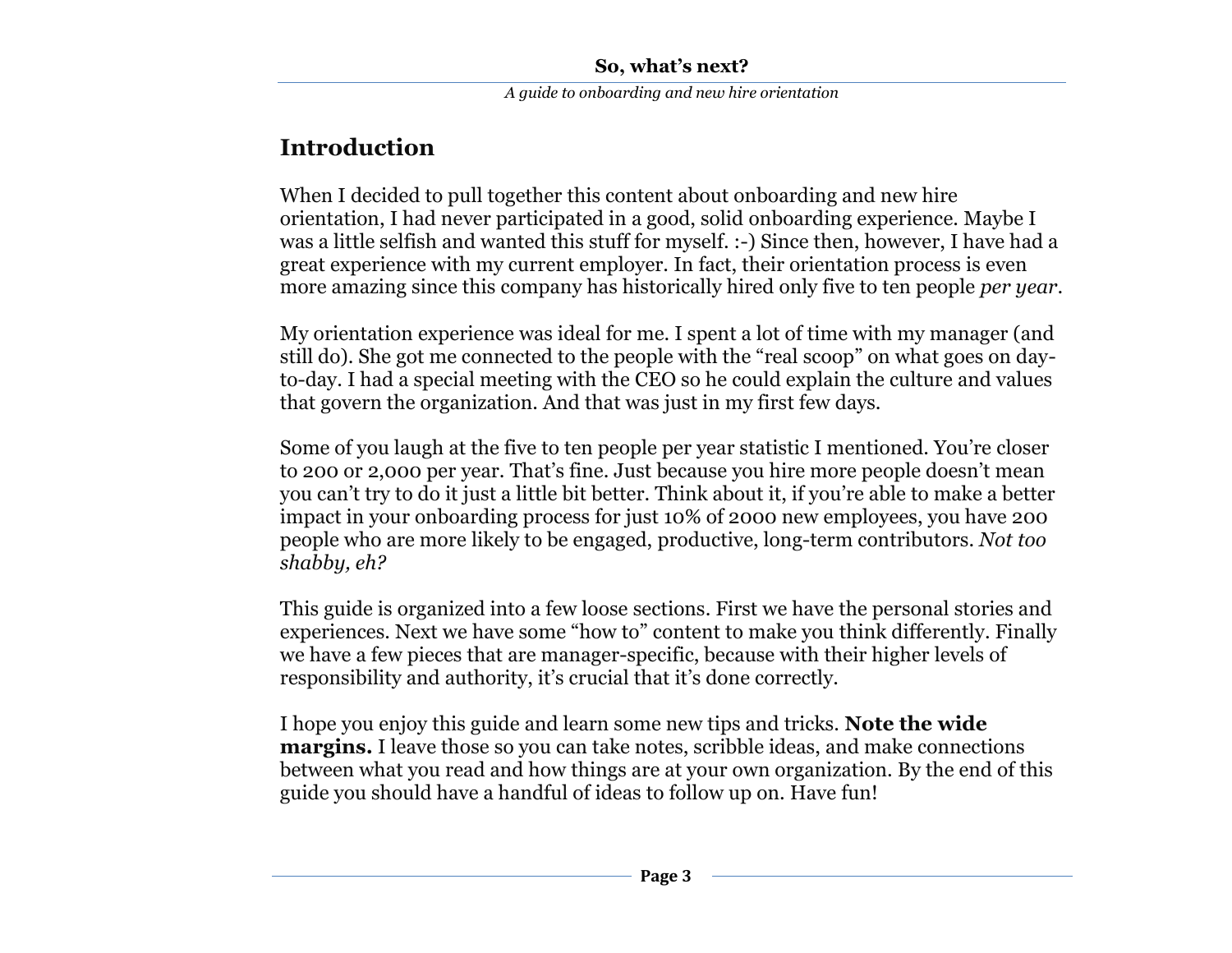## Introduction

When I decided to pull together this content about onboarding and new hire orientation, I had never participated in a good, solid onboarding experience. Maybe I was a little selfish and wanted this stuff for myself. :-) Since then, however, I have had a great experience with my current employer. In fact, their orientation process is even more amazing since this company has historically hired only five to ten people *per year*.

My orientation experience was ideal for me. I spent a lot of time with my manager (and still do). She got me connected to the people with the "real scoop" on what goes on day-to-day. I had a special meeting with the CEO so he could explain the culture and values that govern the organization. And that was just in my first few days.

Some of you laugh at the five to ten people per year statistic I mentioned. You're closer to 200 or 2,000 per year. That's fine. Just because you hire more people doesn't mean you can't try to do it just a little bit better. Think about it, if you're able to make a better impact in your onboarding process for just 10% of 2000 new employees, you have 200 people who are more likely to be engaged, productive, long-term contributors. *Not too shabby, eh?*

This guide is organized into a few loose sections. First we have the personal stories and experiences. Next we have some "how to" content to make you think differently. Finally we have a few pieces that are manager-specific, because with their higher levels of responsibility and authority, it's crucial that it's done correctly.

I hope you enjoy this guide and learn some new tips and tricks. **Note the wide margins.** I leave those so you can take notes, scribble ideas, and make connections between what you read and how things are at your own organization. By the end of this guide you should have a handful of ideas to follow up on. Have fun!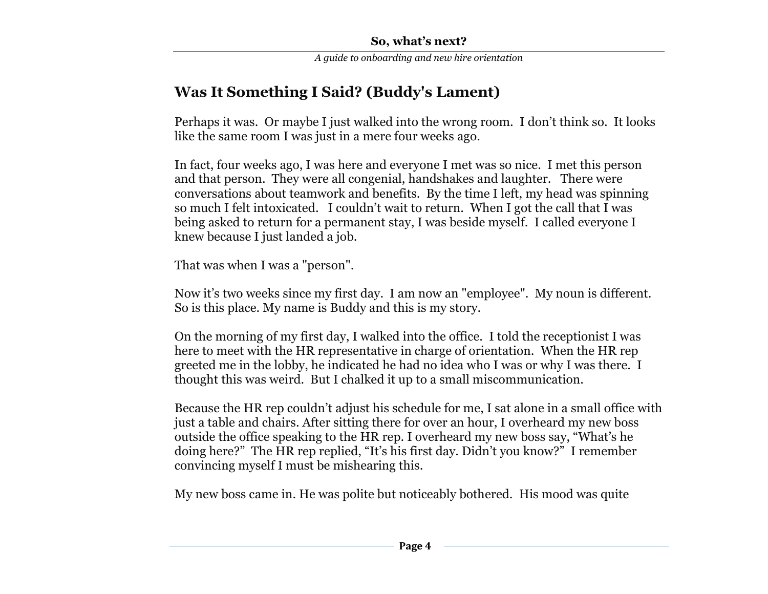## Was It Something I Said? (Buddy's Lament)

Perhaps it was. Or maybe I just walked into the wrong room. I don't think so. It looks like the same room I was just in a mere four weeks ago.

In fact, four weeks ago, I was here and everyone I met was so nice. I met this person and that person. They were all congenial, handshakes and laughter. There were conversations about teamwork and benefits. By the time I left, my head was spinning so much I felt intoxicated. I couldn't wait to return. When I got the call that I was being asked to return for a permanent stay, I was beside myself. I called everyone I knew because I just landed a job.

That was when I was a "person".

Now it's two weeks since my first day. I am now an "employee". My noun is different. So is this place. My name is Buddy and this is my story.

On the morning of my first day, I walked into the office. I told the receptionist I was here to meet with the HR representative in charge of orientation. When the HR rep greeted me in the lobby, he indicated he had no idea who I was or why I was there. I thought this was weird. But I chalked it up to a small miscommunication.

Because the HR rep couldn't adjust his schedule for me, I sat alone in a small office with just a table and chairs. After sitting there for over an hour, I overheard my new boss outside the office speaking to the HR rep. I overheard my new boss say, "What's he doing here?" The HR rep replied, "It's his first day. Didn't you know?" I remember convincing myself I must be mishearing this.

My new boss came in. He was polite but noticeably bothered. His mood was quite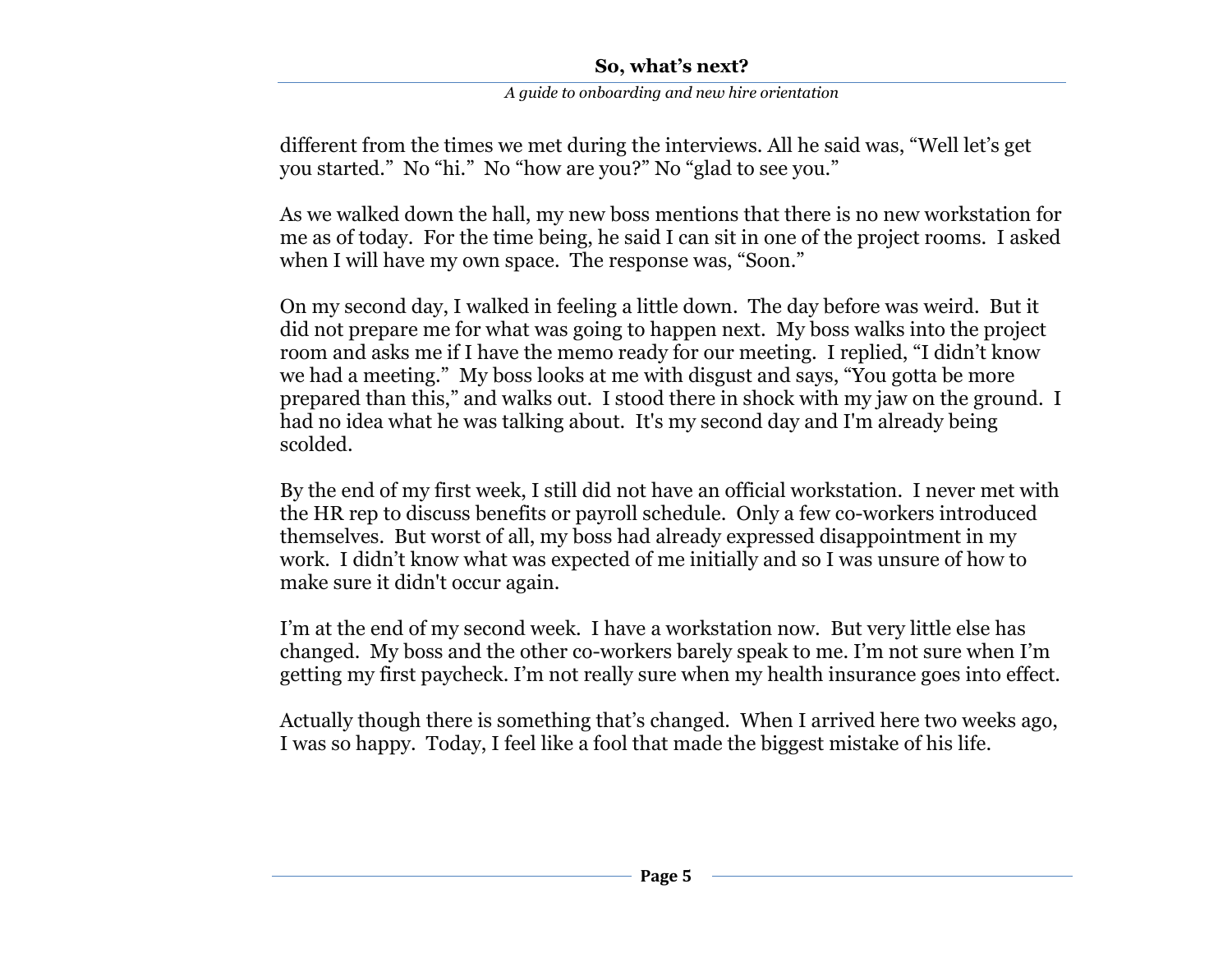different from the times we met during the interviews. All he said was, “Well let’s get you started.” No “hi.” No “how are you?” No “glad to see you.”

As we walked down the hall, my new boss mentions that there is no new workstation for me as of today. For the time being, he said I can sit in one of the project rooms. I asked when I will have my own space. The response was, “Soon.”

On my second day, I walked in feeling a little down. The day before was weird. But it did not prepare me for what was going to happen next. My boss walks into the project room and asks me if I have the memo ready for our meeting. I replied, “I didn’t know we had a meeting.” My boss looks at me with disgust and says, “You gotta be more prepared than this,” and walks out. I stood there in shock with my jaw on the ground. I had no idea what he was talking about. It's my second day and I'm already being scolded.

By the end of my first week, I still did not have an official workstation. I never met with the HR rep to discuss benefits or payroll schedule. Only a few co-workers introduced themselves. But worst of all, my boss had already expressed disappointment in my work. I didn’t know what was expected of me initially and so I was unsure of how to make sure it didn't occur again.

I’m at the end of my second week. I have a workstation now. But very little else has changed. My boss and the other co-workers barely speak to me. I’m not sure when I’m getting my first paycheck. I’m not really sure when my health insurance goes into effect.

Actually though there is something that’s changed. When I arrived here two weeks ago, I was so happy. Today, I feel like a fool that made the biggest mistake of his life.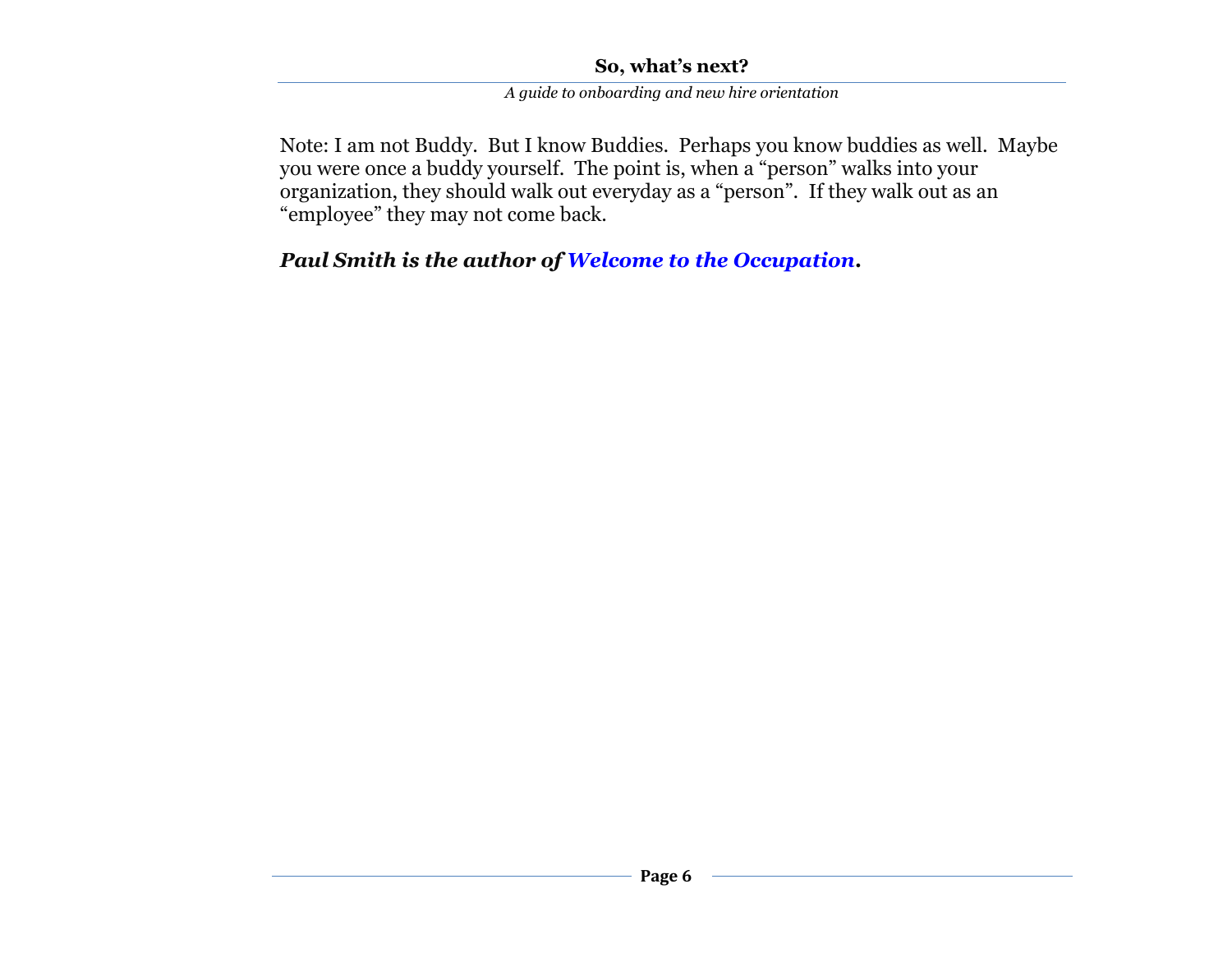Note: I am not Buddy. But I know Buddies. Perhaps you know buddies as well. Maybe you were once a buddy yourself. The point is, when a “person” walks into your organization, they should walk out everyday as a “person”. If they walk out as an “employee” they may not come back.

***Paul Smith is the author of Welcome to the Occupation.***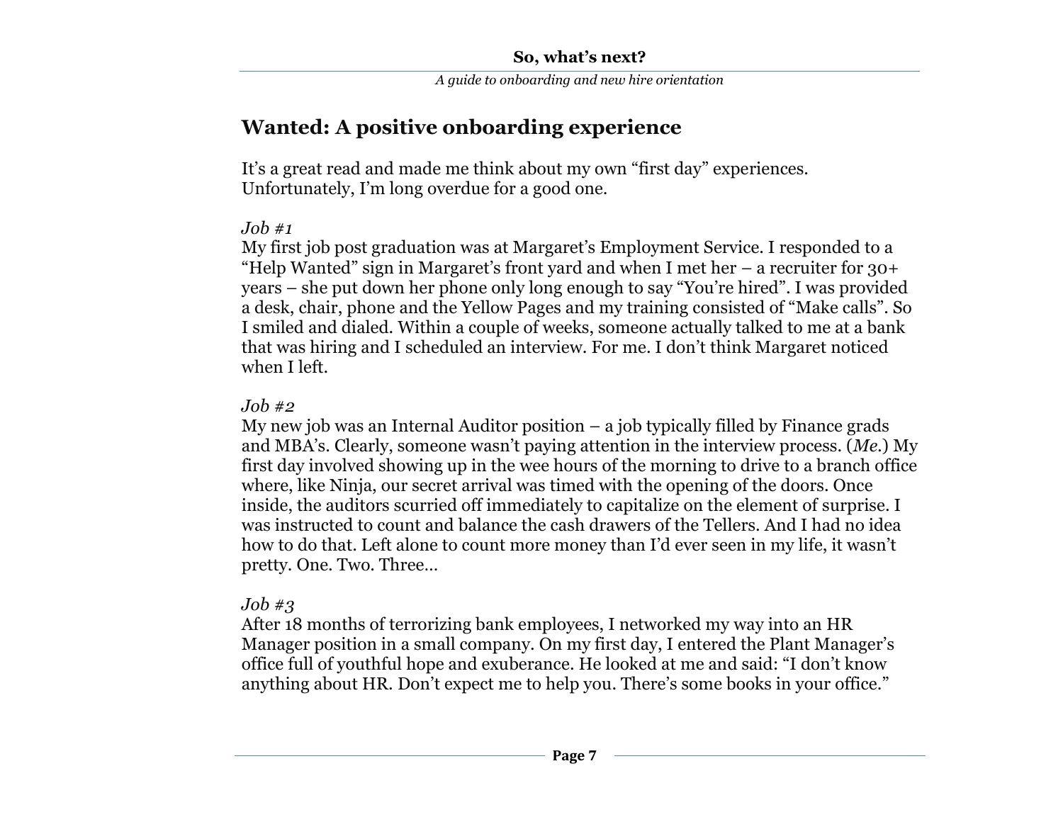## Wanted: A positive onboarding experience

It's a great read and made me think about my own "first day" experiences. Unfortunately, I'm long overdue for a good one.

*Job #1*

My first job post graduation was at Margaret's Employment Service. I responded to a "Help Wanted" sign in Margaret's front yard and when I met her – a recruiter for 30+ years – she put down her phone only long enough to say "You're hired". I was provided a desk, chair, phone and the Yellow Pages and my training consisted of "Make calls". So I smiled and dialed. Within a couple of weeks, someone actually talked to me at a bank that was hiring and I scheduled an interview. For me. I don't think Margaret noticed when I left.

*Job #2*

My new job was an Internal Auditor position – a job typically filled by Finance grads and MBA's. Clearly, someone wasn't paying attention in the interview process. (*Me.*) My first day involved showing up in the wee hours of the morning to drive to a branch office where, like Ninja, our secret arrival was timed with the opening of the doors. Once inside, the auditors scurried off immediately to capitalize on the element of surprise. I was instructed to count and balance the cash drawers of the Tellers. And I had no idea how to do that. Left alone to count more money than I'd ever seen in my life, it wasn't pretty. One. Two. Three…

*Job #3*

After 18 months of terrorizing bank employees, I networked my way into an HR Manager position in a small company. On my first day, I entered the Plant Manager's office full of youthful hope and exuberance. He looked at me and said: "I don't know anything about HR. Don't expect me to help you. There's some books in your office."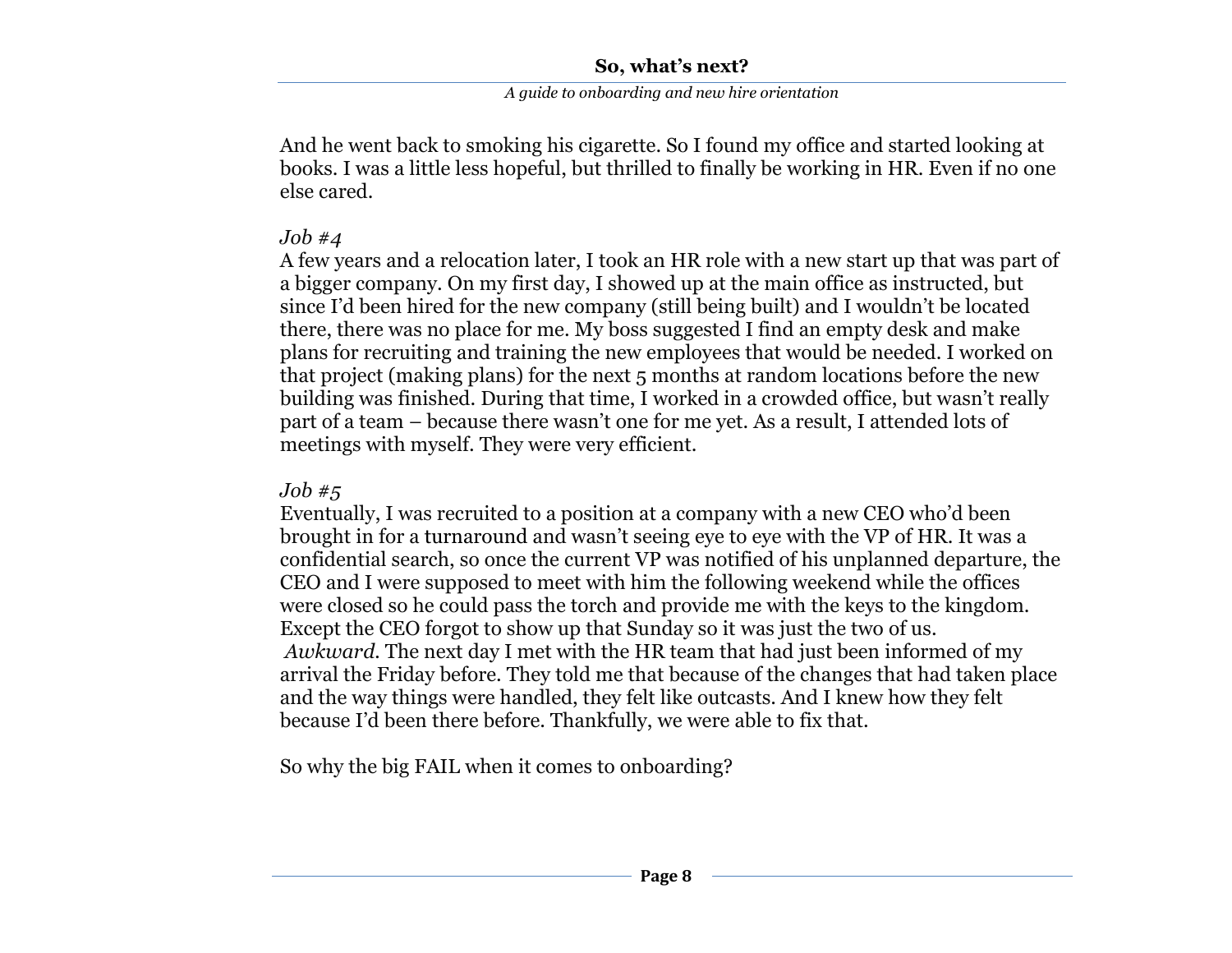And he went back to smoking his cigarette. So I found my office and started looking at books. I was a little less hopeful, but thrilled to finally be working in HR. Even if no one else cared.

*Job #4*

A few years and a relocation later, I took an HR role with a new start up that was part of a bigger company. On my first day, I showed up at the main office as instructed, but since I'd been hired for the new company (still being built) and I wouldn't be located there, there was no place for me. My boss suggested I find an empty desk and make plans for recruiting and training the new employees that would be needed. I worked on that project (making plans) for the next 5 months at random locations before the new building was finished. During that time, I worked in a crowded office, but wasn't really part of a team – because there wasn't one for me yet. As a result, I attended lots of meetings with myself. They were very efficient.

*Job #5*

Eventually, I was recruited to a position at a company with a new CEO who'd been brought in for a turnaround and wasn't seeing eye to eye with the VP of HR. It was a confidential search, so once the current VP was notified of his unplanned departure, the CEO and I were supposed to meet with him the following weekend while the offices were closed so he could pass the torch and provide me with the keys to the kingdom. Except the CEO forgot to show up that Sunday so it was just the two of us. *Awkward*. The next day I met with the HR team that had just been informed of my arrival the Friday before. They told me that because of the changes that had taken place and the way things were handled, they felt like outcasts. And I knew how they felt because I'd been there before. Thankfully, we were able to fix that.

So why the big FAIL when it comes to onboarding?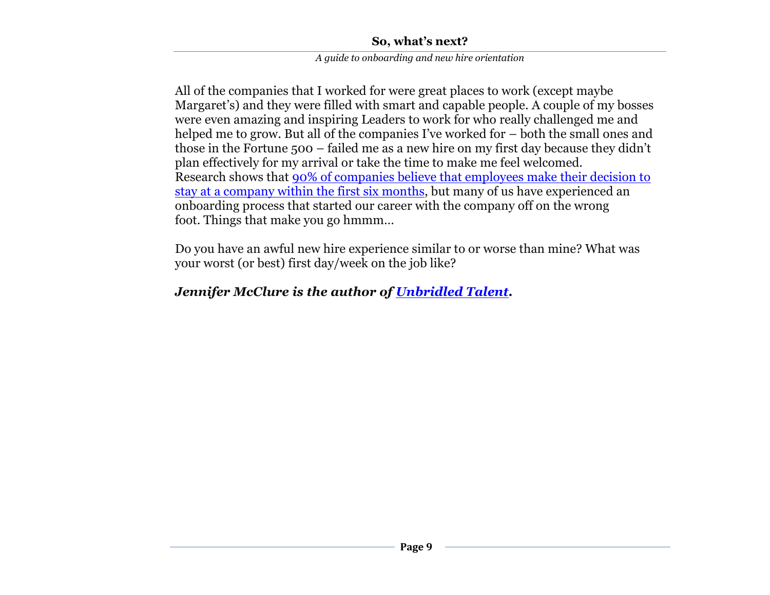All of the companies that I worked for were great places to work (except maybe Margaret's) and they were filled with smart and capable people. A couple of my bosses were even amazing and inspiring Leaders to work for who really challenged me and helped me to grow. But all of the companies I've worked for – both the small ones and those in the Fortune 500 – failed me as a new hire on my first day because they didn't plan effectively for my arrival or take the time to make me feel welcomed. Research shows that 90% of companies believe that employees make their decision to stay at a company within the first six months, but many of us have experienced an onboarding process that started our career with the company off on the wrong foot. Things that make you go hmmm…

Do you have an awful new hire experience similar to or worse than mine? What was your worst (or best) first day/week on the job like?

***Jennifer McClure is the author of Unbridled Talent.***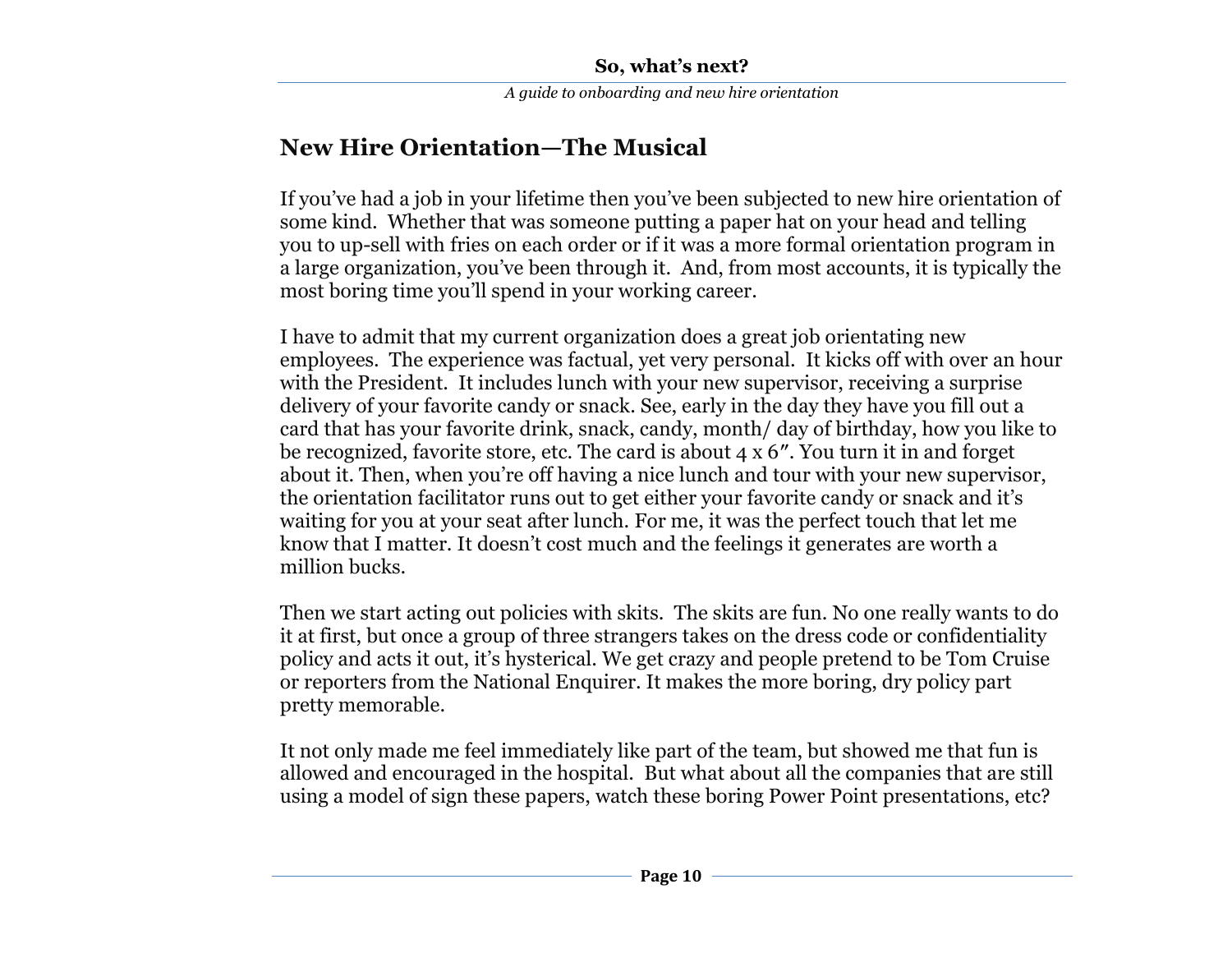## New Hire Orientation—The Musical

If you've had a job in your lifetime then you've been subjected to new hire orientation of some kind. Whether that was someone putting a paper hat on your head and telling you to up-sell with fries on each order or if it was a more formal orientation program in a large organization, you've been through it. And, from most accounts, it is typically the most boring time you'll spend in your working career.

I have to admit that my current organization does a great job orientating new employees. The experience was factual, yet very personal. It kicks off with over an hour with the President. It includes lunch with your new supervisor, receiving a surprise delivery of your favorite candy or snack. See, early in the day they have you fill out a card that has your favorite drink, snack, candy, month/ day of birthday, how you like to be recognized, favorite store, etc. The card is about 4 x 6″. You turn it in and forget about it. Then, when you're off having a nice lunch and tour with your new supervisor, the orientation facilitator runs out to get either your favorite candy or snack and it's waiting for you at your seat after lunch. For me, it was the perfect touch that let me know that I matter. It doesn't cost much and the feelings it generates are worth a million bucks.

Then we start acting out policies with skits. The skits are fun. No one really wants to do it at first, but once a group of three strangers takes on the dress code or confidentiality policy and acts it out, it's hysterical. We get crazy and people pretend to be Tom Cruise or reporters from the National Enquirer. It makes the more boring, dry policy part pretty memorable.

It not only made me feel immediately like part of the team, but showed me that fun is allowed and encouraged in the hospital. But what about all the companies that are still using a model of sign these papers, watch these boring Power Point presentations, etc?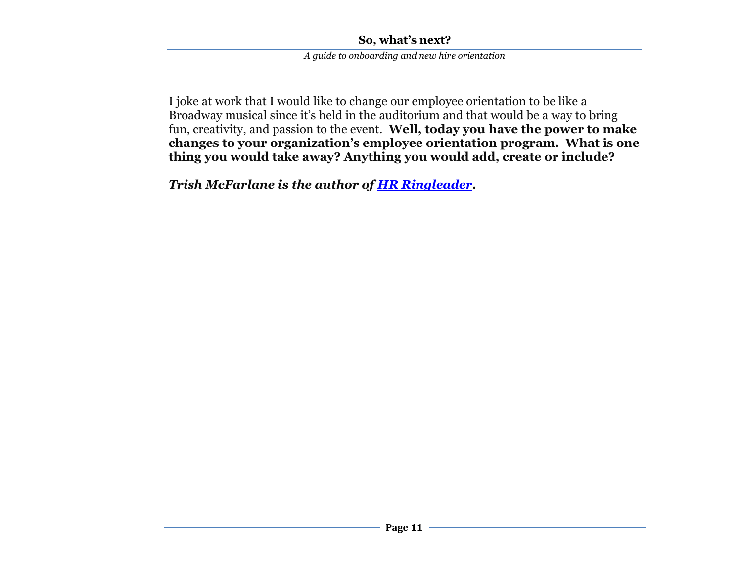I joke at work that I would like to change our employee orientation to be like a Broadway musical since it's held in the auditorium and that would be a way to bring fun, creativity, and passion to the event. **Well, today you have the power to make changes to your organization's employee orientation program. What is one thing you would take away? Anything you would add, create or include?**

***Trish McFarlane is the author of [HR Ringleader](HR Ringleader).***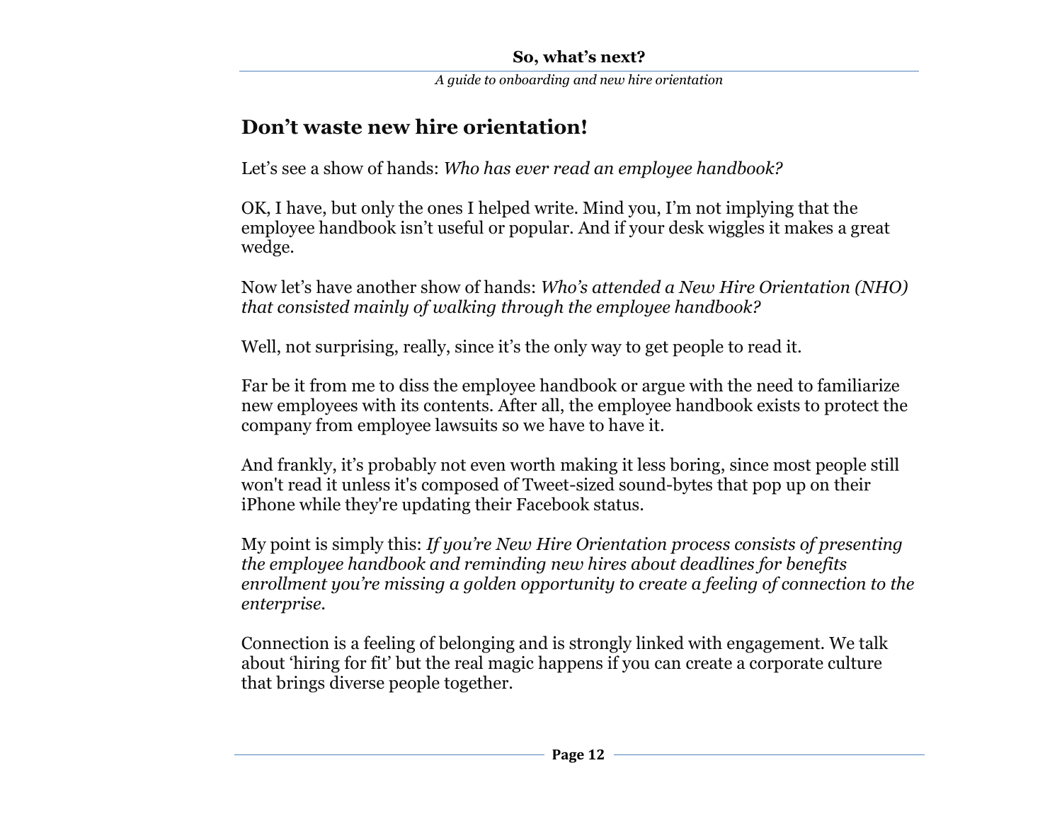## Don't waste new hire orientation!

Let's see a show of hands: *Who has ever read an employee handbook?*

OK, I have, but only the ones I helped write. Mind you, I'm not implying that the employee handbook isn't useful or popular. And if your desk wiggles it makes a great wedge.

Now let's have another show of hands: *Who's attended a New Hire Orientation (NHO) that consisted mainly of walking through the employee handbook?*

Well, not surprising, really, since it's the only way to get people to read it.

Far be it from me to diss the employee handbook or argue with the need to familiarize new employees with its contents. After all, the employee handbook exists to protect the company from employee lawsuits so we have to have it.

And frankly, it's probably not even worth making it less boring, since most people still won't read it unless it's composed of Tweet-sized sound-bytes that pop up on their iPhone while they're updating their Facebook status.

My point is simply this: *If you're New Hire Orientation process consists of presenting the employee handbook and reminding new hires about deadlines for benefits enrollment you're missing a golden opportunity to create a feeling of connection to the enterprise.*

Connection is a feeling of belonging and is strongly linked with engagement. We talk about 'hiring for fit' but the real magic happens if you can create a corporate culture that brings diverse people together.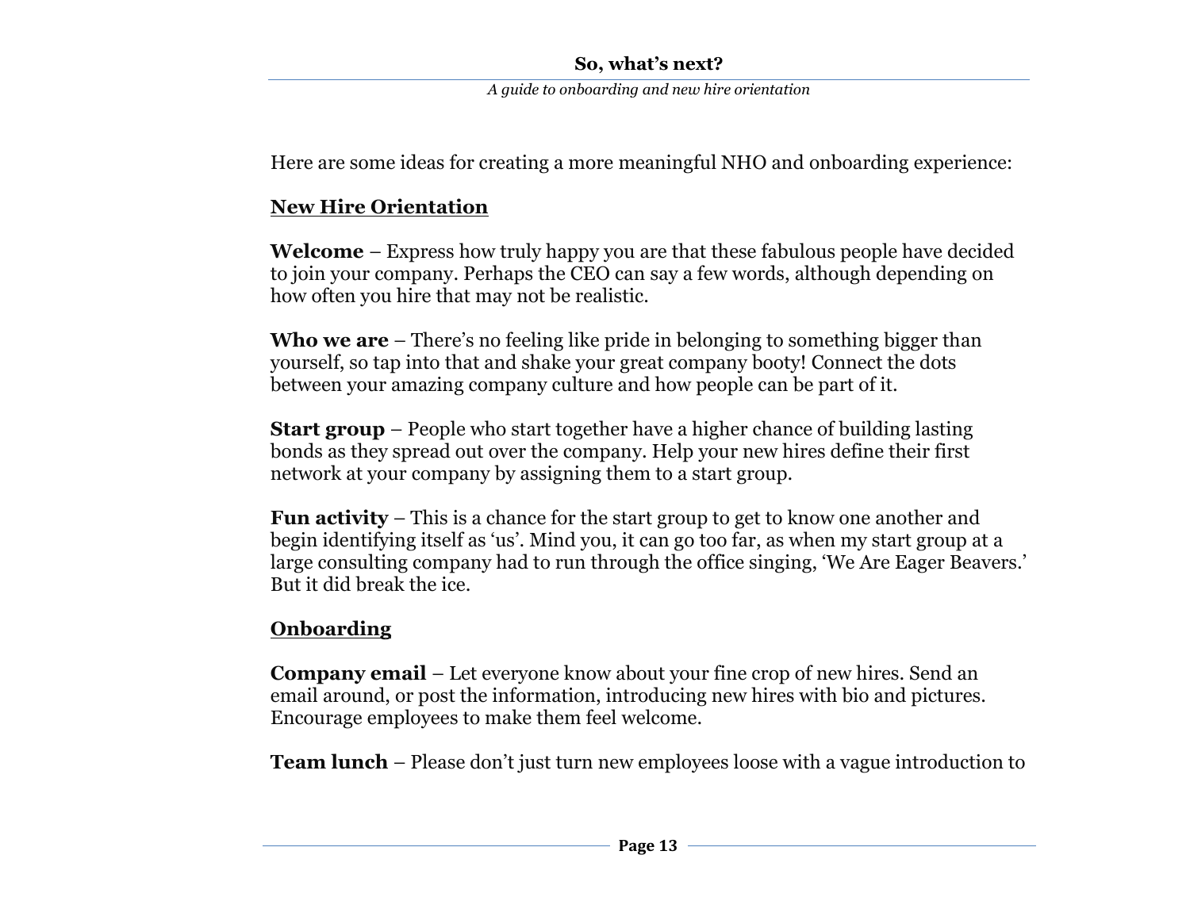Here are some ideas for creating a more meaningful NHO and onboarding experience:

## New Hire Orientation

**Welcome** – Express how truly happy you are that these fabulous people have decided to join your company. Perhaps the CEO can say a few words, although depending on how often you hire that may not be realistic.

**Who we are** – There's no feeling like pride in belonging to something bigger than yourself, so tap into that and shake your great company booty! Connect the dots between your amazing company culture and how people can be part of it.

**Start group** – People who start together have a higher chance of building lasting bonds as they spread out over the company. Help your new hires define their first network at your company by assigning them to a start group.

**Fun activity** – This is a chance for the start group to get to know one another and begin identifying itself as 'us'. Mind you, it can go too far, as when my start group at a large consulting company had to run through the office singing, 'We Are Eager Beavers.' But it did break the ice.

## Onboarding

**Company email** – Let everyone know about your fine crop of new hires. Send an email around, or post the information, introducing new hires with bio and pictures. Encourage employees to make them feel welcome.

**Team lunch** – Please don't just turn new employees loose with a vague introduction to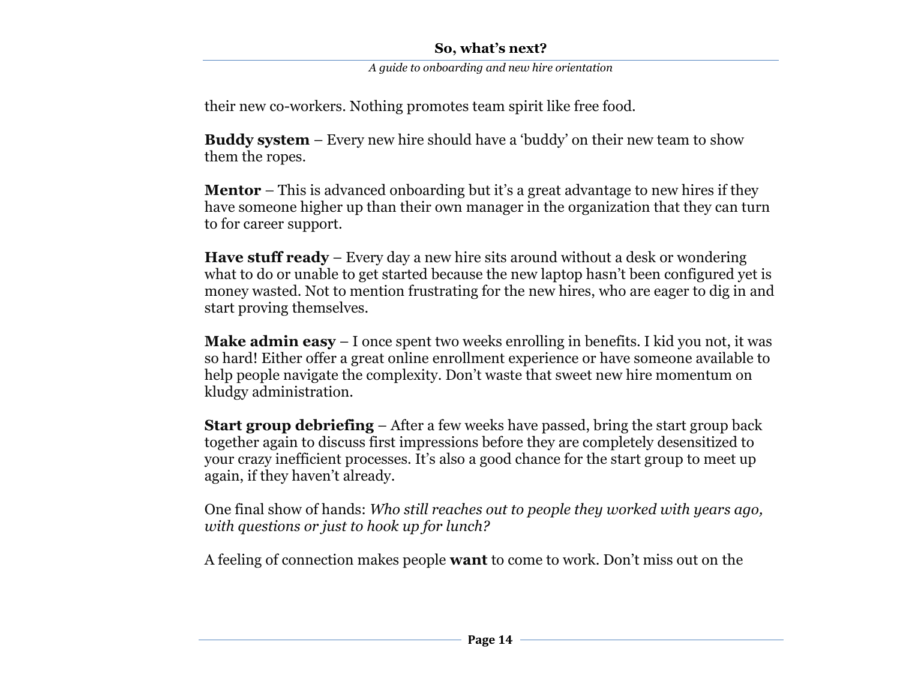their new co-workers. Nothing promotes team spirit like free food.

**Buddy system** – Every new hire should have a 'buddy' on their new team to show them the ropes.

**Mentor** – This is advanced onboarding but it's a great advantage to new hires if they have someone higher up than their own manager in the organization that they can turn to for career support.

**Have stuff ready** – Every day a new hire sits around without a desk or wondering what to do or unable to get started because the new laptop hasn't been configured yet is money wasted. Not to mention frustrating for the new hires, who are eager to dig in and start proving themselves.

**Make admin easy** – I once spent two weeks enrolling in benefits. I kid you not, it was so hard! Either offer a great online enrollment experience or have someone available to help people navigate the complexity. Don't waste that sweet new hire momentum on kludgy administration.

**Start group debriefing** – After a few weeks have passed, bring the start group back together again to discuss first impressions before they are completely desensitized to your crazy inefficient processes. It's also a good chance for the start group to meet up again, if they haven't already.

One final show of hands: *Who still reaches out to people they worked with years ago, with questions or just to hook up for lunch?*

A feeling of connection makes people **want** to come to work. Don't miss out on the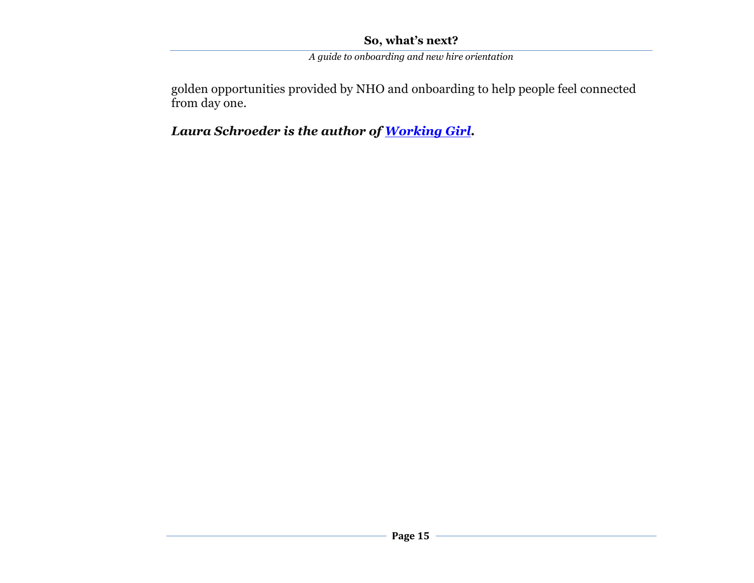golden opportunities provided by NHO and onboarding to help people feel connected from day one.

***Laura Schroeder is the author of Working Girl.***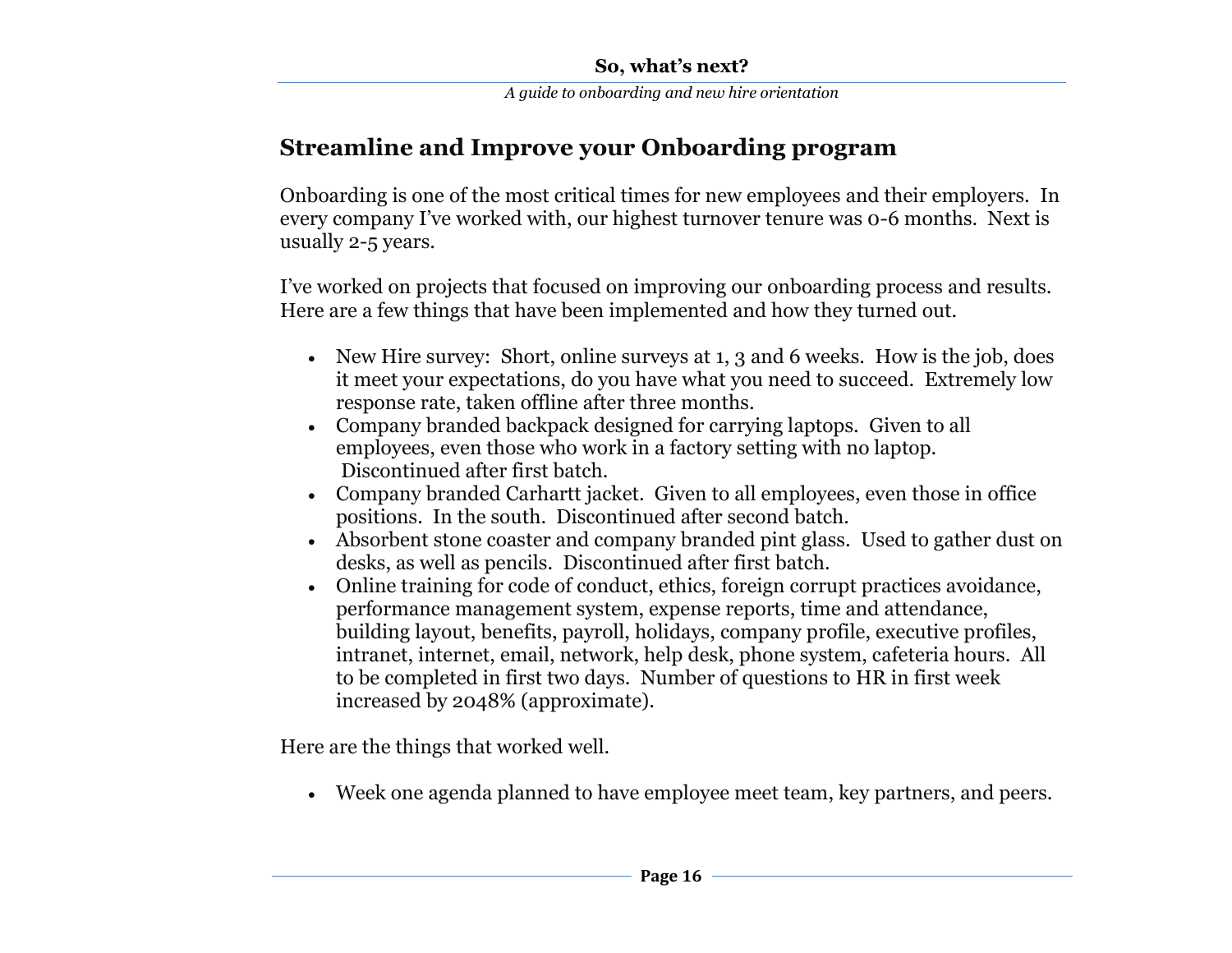## Streamline and Improve your Onboarding program

Onboarding is one of the most critical times for new employees and their employers. In every company I've worked with, our highest turnover tenure was 0-6 months. Next is usually 2-5 years.

I've worked on projects that focused on improving our onboarding process and results. Here are a few things that have been implemented and how they turned out.

- New Hire survey: Short, online surveys at 1, 3 and 6 weeks. How is the job, does it meet your expectations, do you have what you need to succeed. Extremely low response rate, taken offline after three months.
- Company branded backpack designed for carrying laptops. Given to all employees, even those who work in a factory setting with no laptop. Discontinued after first batch.
- Company branded Carhartt jacket. Given to all employees, even those in office positions. In the south. Discontinued after second batch.
- Absorbent stone coaster and company branded pint glass. Used to gather dust on desks, as well as pencils. Discontinued after first batch.
- Online training for code of conduct, ethics, foreign corrupt practices avoidance, performance management system, expense reports, time and attendance, building layout, benefits, payroll, holidays, company profile, executive profiles, intranet, internet, email, network, help desk, phone system, cafeteria hours. All to be completed in first two days. Number of questions to HR in first week increased by 2048% (approximate).

Here are the things that worked well.

- Week one agenda planned to have employee meet team, key partners, and peers.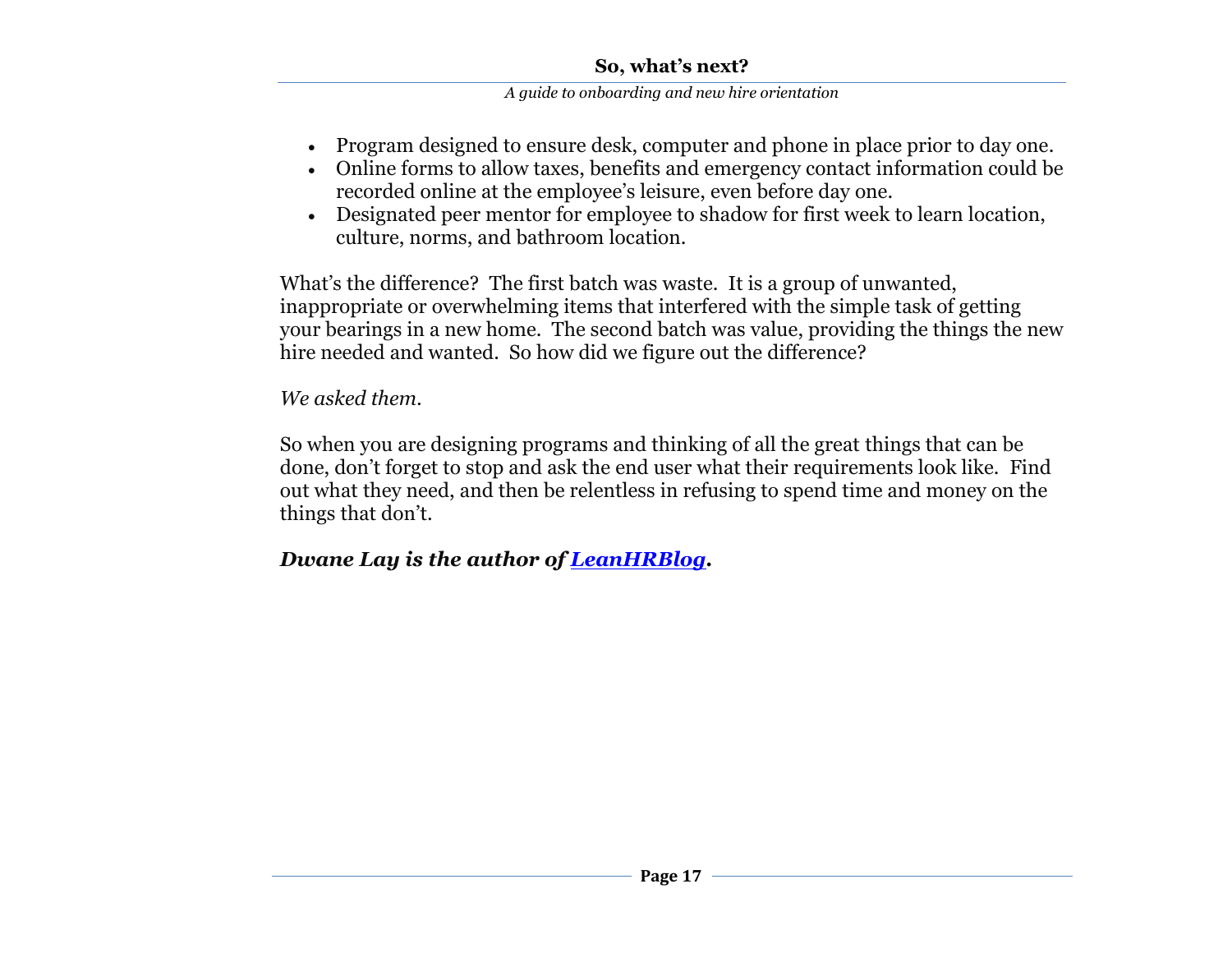- Program designed to ensure desk, computer and phone in place prior to day one.
- Online forms to allow taxes, benefits and emergency contact information could be recorded online at the employee's leisure, even before day one.
- Designated peer mentor for employee to shadow for first week to learn location, culture, norms, and bathroom location.

What's the difference? The first batch was waste. It is a group of unwanted, inappropriate or overwhelming items that interfered with the simple task of getting your bearings in a new home. The second batch was value, providing the things the new hire needed and wanted. So how did we figure out the difference?

*We asked them.*

So when you are designing programs and thinking of all the great things that can be done, don't forget to stop and ask the end user what their requirements look like. Find out what they need, and then be relentless in refusing to spend time and money on the things that don't.

***Dwane Lay is the author of [LeanHRBlog](LeanHRBlog).***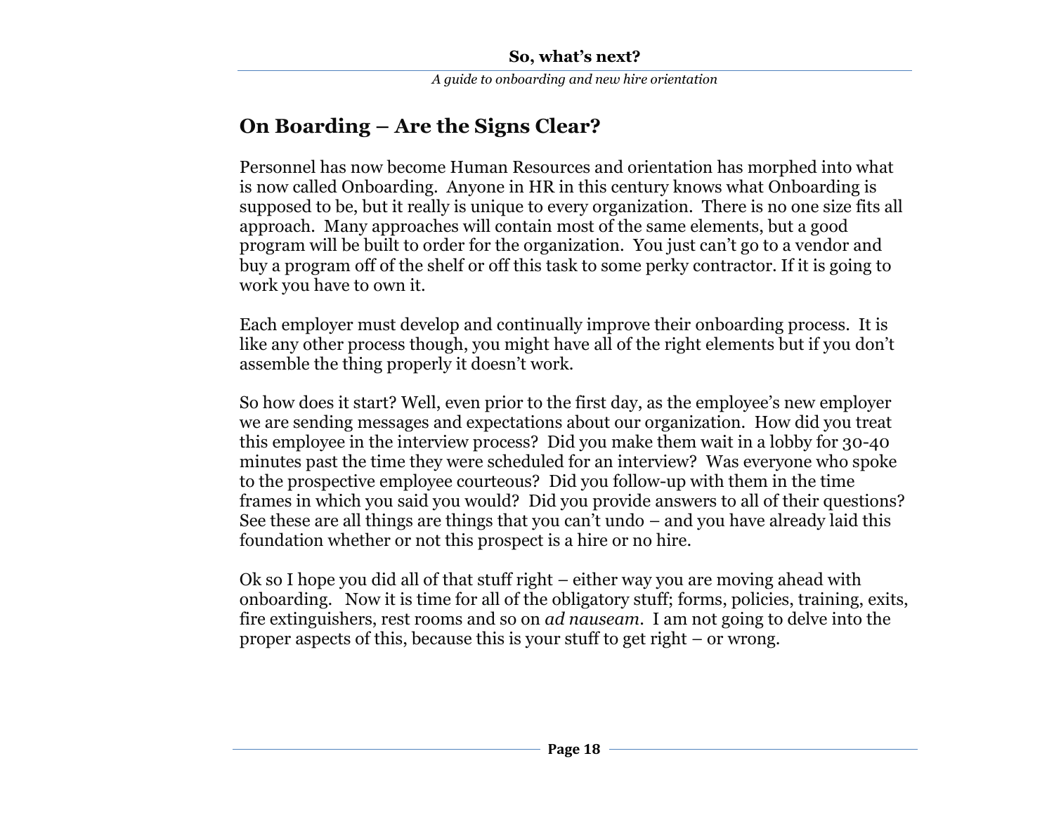## On Boarding – Are the Signs Clear?

Personnel has now become Human Resources and orientation has morphed into what is now called Onboarding. Anyone in HR in this century knows what Onboarding is supposed to be, but it really is unique to every organization. There is no one size fits all approach. Many approaches will contain most of the same elements, but a good program will be built to order for the organization. You just can't go to a vendor and buy a program off of the shelf or off this task to some perky contractor. If it is going to work you have to own it.

Each employer must develop and continually improve their onboarding process. It is like any other process though, you might have all of the right elements but if you don't assemble the thing properly it doesn't work.

So how does it start? Well, even prior to the first day, as the employee's new employer we are sending messages and expectations about our organization. How did you treat this employee in the interview process? Did you make them wait in a lobby for 30-40 minutes past the time they were scheduled for an interview? Was everyone who spoke to the prospective employee courteous? Did you follow-up with them in the time frames in which you said you would? Did you provide answers to all of their questions? See these are all things are things that you can't undo – and you have already laid this foundation whether or not this prospect is a hire or no hire.

Ok so I hope you did all of that stuff right – either way you are moving ahead with onboarding. Now it is time for all of the obligatory stuff; forms, policies, training, exits, fire extinguishers, rest rooms and so on *ad nauseam*. I am not going to delve into the proper aspects of this, because this is your stuff to get right – or wrong.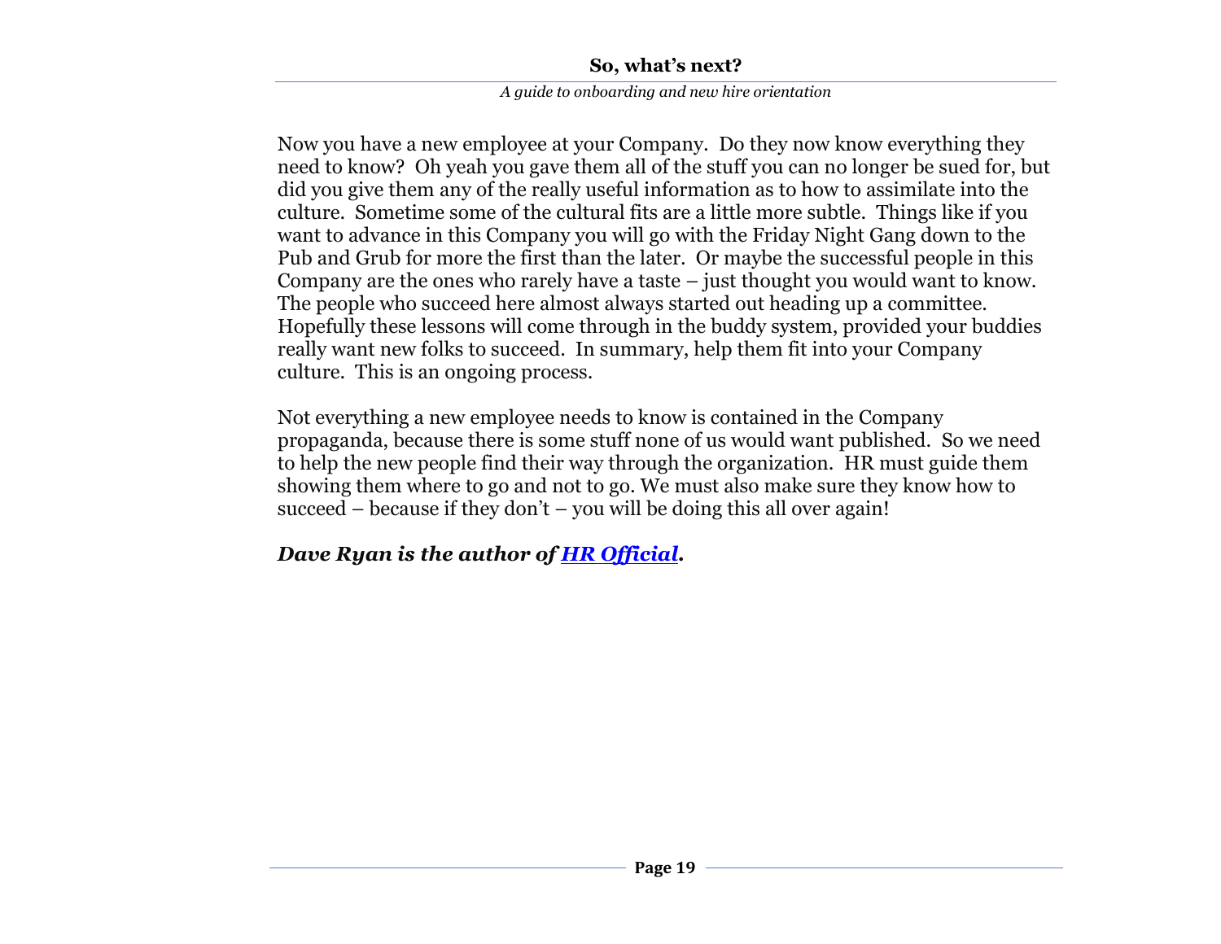Now you have a new employee at your Company. Do they now know everything they need to know? Oh yeah you gave them all of the stuff you can no longer be sued for, but did you give them any of the really useful information as to how to assimilate into the culture. Sometime some of the cultural fits are a little more subtle. Things like if you want to advance in this Company you will go with the Friday Night Gang down to the Pub and Grub for more the first than the later. Or maybe the successful people in this Company are the ones who rarely have a taste – just thought you would want to know. The people who succeed here almost always started out heading up a committee. Hopefully these lessons will come through in the buddy system, provided your buddies really want new folks to succeed. In summary, help them fit into your Company culture. This is an ongoing process.

Not everything a new employee needs to know is contained in the Company propaganda, because there is some stuff none of us would want published. So we need to help the new people find their way through the organization. HR must guide them showing them where to go and not to go. We must also make sure they know how to succeed – because if they don't – you will be doing this all over again!

***Dave Ryan is the author of [HR Official](HR Official).***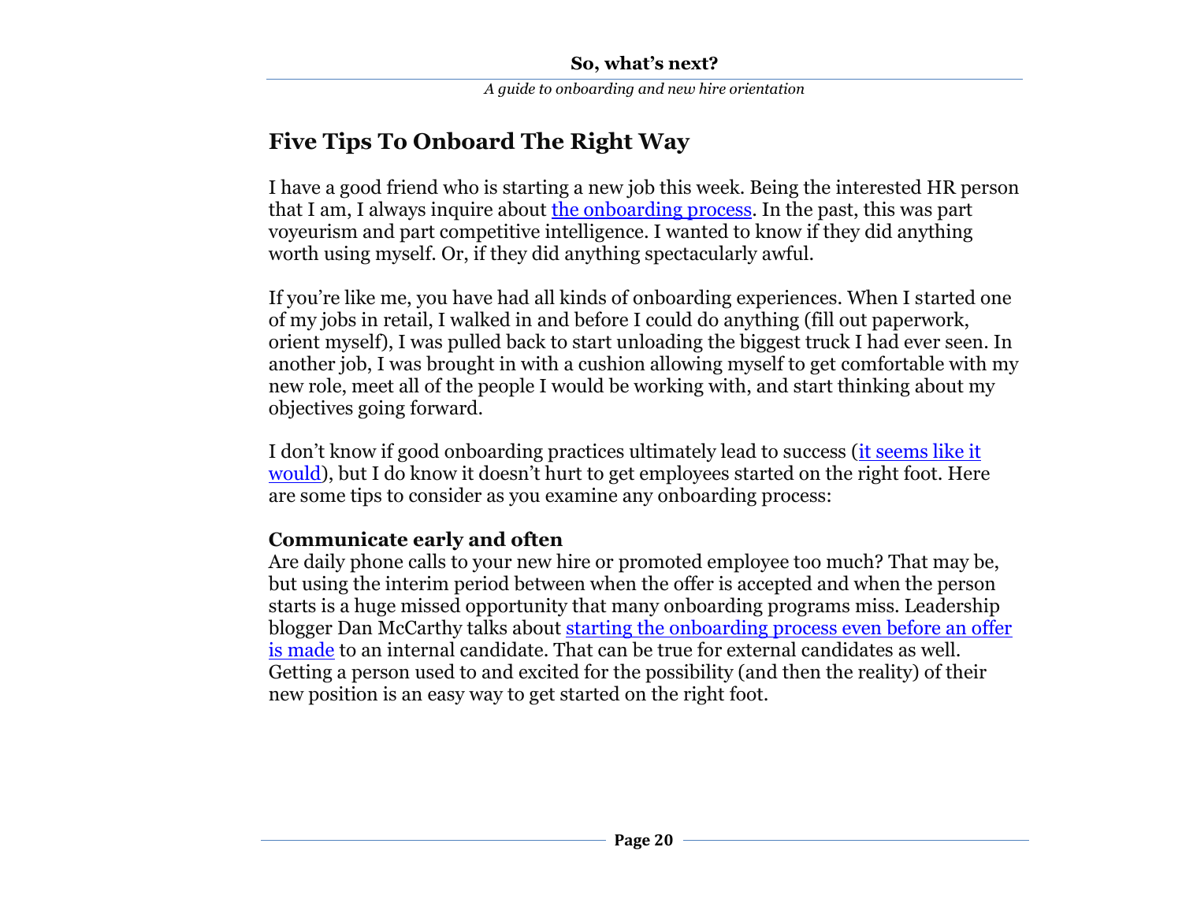## Five Tips To Onboard The Right Way

I have a good friend who is starting a new job this week. Being the interested HR person that I am, I always inquire about the onboarding process. In the past, this was part voyeurism and part competitive intelligence. I wanted to know if they did anything worth using myself. Or, if they did anything spectacularly awful.

If you're like me, you have had all kinds of onboarding experiences. When I started one of my jobs in retail, I walked in and before I could do anything (fill out paperwork, orient myself), I was pulled back to start unloading the biggest truck I had ever seen. In another job, I was brought in with a cushion allowing myself to get comfortable with my new role, meet all of the people I would be working with, and start thinking about my objectives going forward.

I don't know if good onboarding practices ultimately lead to success (it seems like it would), but I do know it doesn't hurt to get employees started on the right foot. Here are some tips to consider as you examine any onboarding process:

**Communicate early and often**

Are daily phone calls to your new hire or promoted employee too much? That may be, but using the interim period between when the offer is accepted and when the person starts is a huge missed opportunity that many onboarding programs miss. Leadership blogger Dan McCarthy talks about starting the onboarding process even before an offer is made to an internal candidate. That can be true for external candidates as well. Getting a person used to and excited for the possibility (and then the reality) of their new position is an easy way to get started on the right foot.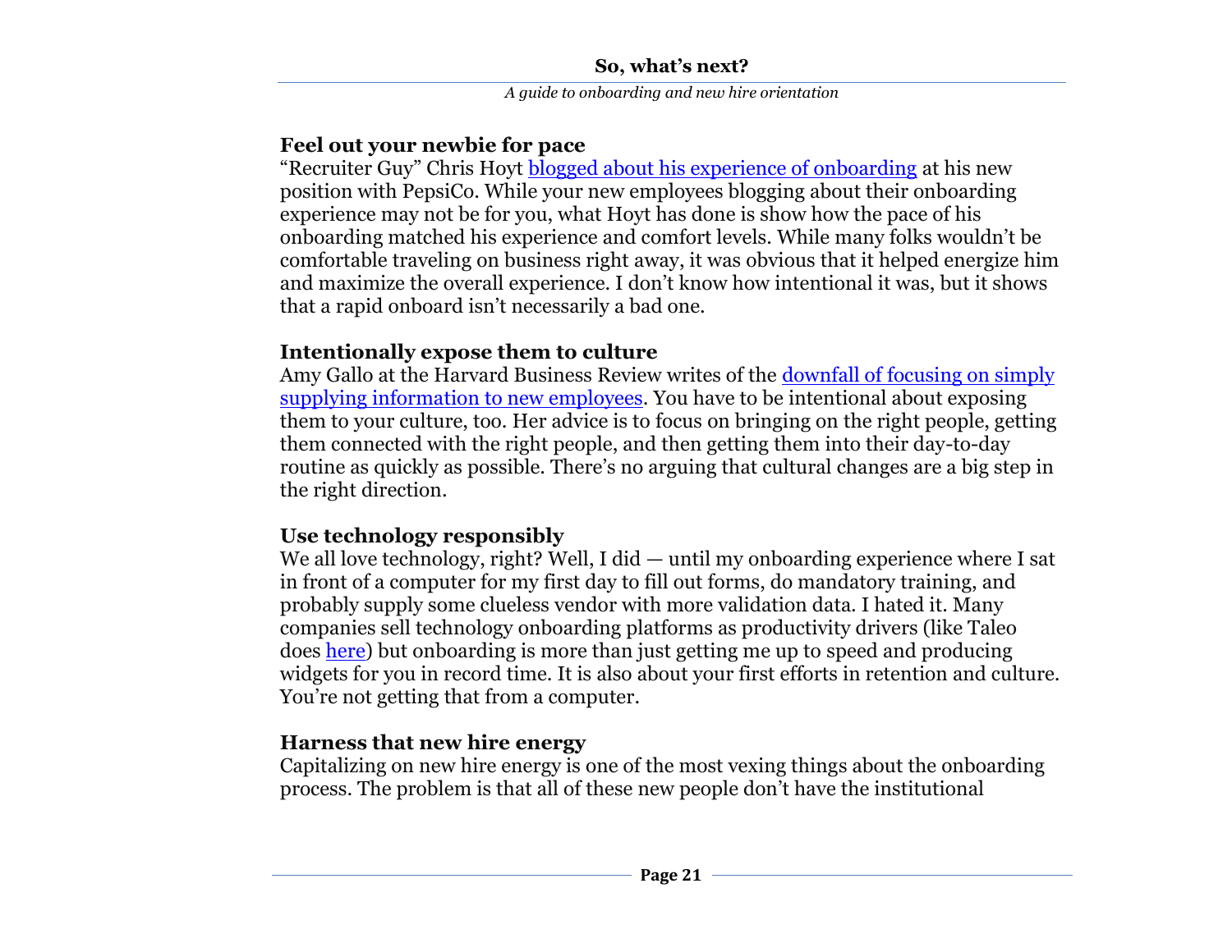### Feel out your newbie for pace

"Recruiter Guy" Chris Hoyt blogged about his experience of onboarding at his new position with PepsiCo. While your new employees blogging about their onboarding experience may not be for you, what Hoyt has done is show how the pace of his onboarding matched his experience and comfort levels. While many folks wouldn't be comfortable traveling on business right away, it was obvious that it helped energize him and maximize the overall experience. I don't know how intentional it was, but it shows that a rapid onboard isn't necessarily a bad one.

### Intentionally expose them to culture

Amy Gallo at the Harvard Business Review writes of the downfall of focusing on simply supplying information to new employees. You have to be intentional about exposing them to your culture, too. Her advice is to focus on bringing on the right people, getting them connected with the right people, and then getting them into their day-to-day routine as quickly as possible. There's no arguing that cultural changes are a big step in the right direction.

### Use technology responsibly

We all love technology, right? Well, I did — until my onboarding experience where I sat in front of a computer for my first day to fill out forms, do mandatory training, and probably supply some clueless vendor with more validation data. I hated it. Many companies sell technology onboarding platforms as productivity drivers (like Taleo does here) but onboarding is more than just getting me up to speed and producing widgets for you in record time. It is also about your first efforts in retention and culture. You're not getting that from a computer.

### Harness that new hire energy

Capitalizing on new hire energy is one of the most vexing things about the onboarding process. The problem is that all of these new people don't have the institutional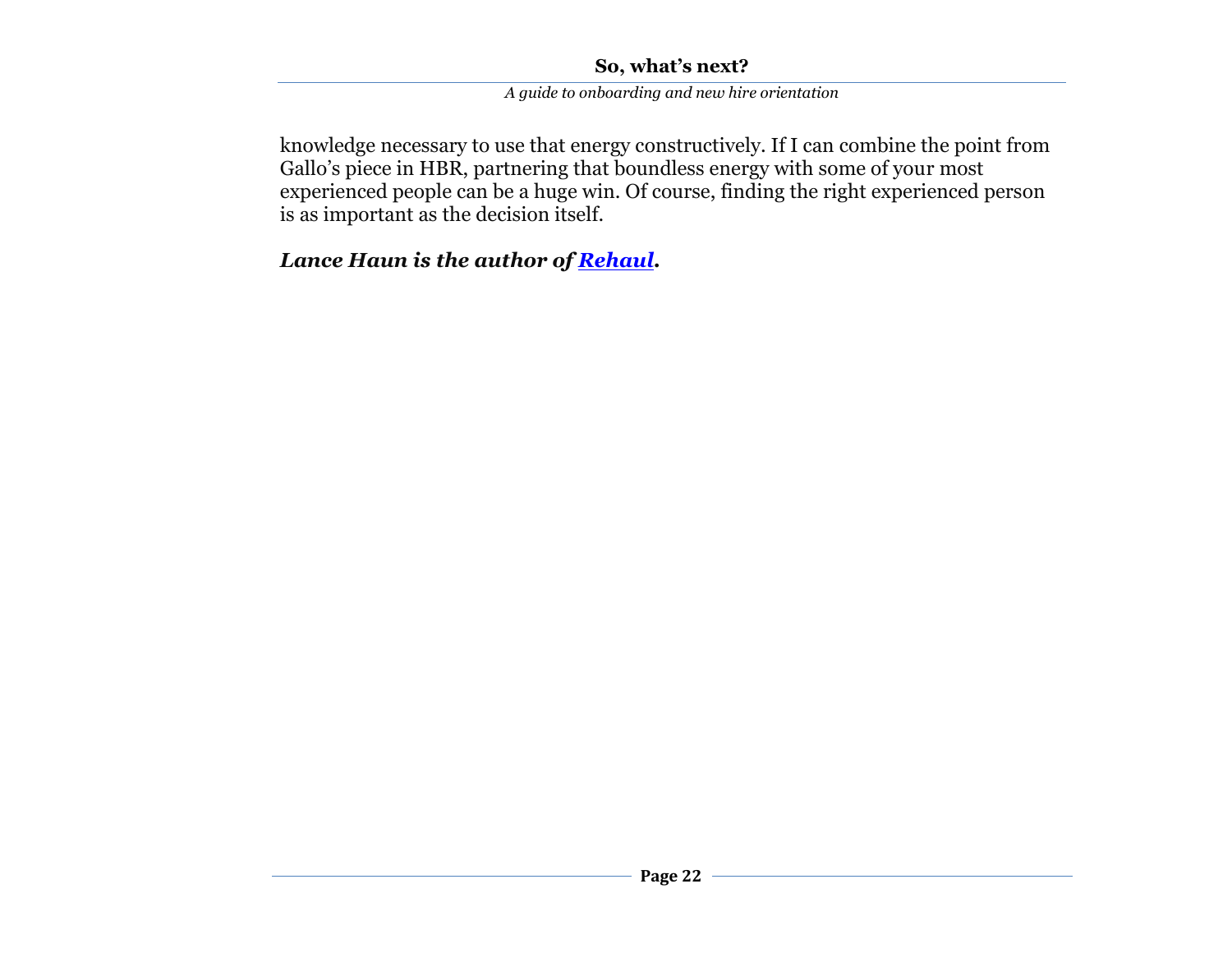knowledge necessary to use that energy constructively. If I can combine the point from Gallo's piece in HBR, partnering that boundless energy with some of your most experienced people can be a huge win. Of course, finding the right experienced person is as important as the decision itself.

***Lance Haun is the author of [Rehaul](Rehaul).***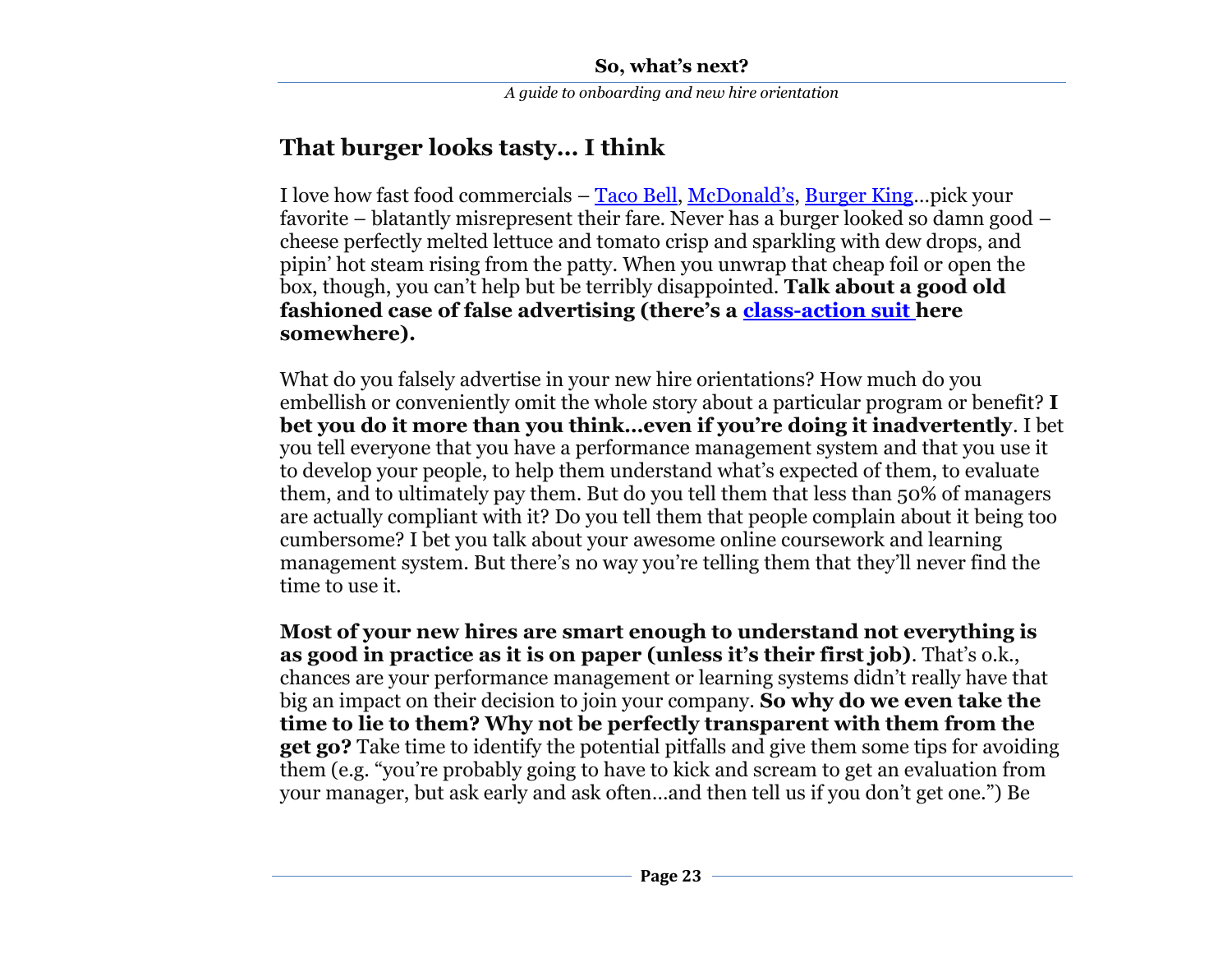## That burger looks tasty… I think

I love how fast food commercials – Taco Bell, McDonald's, Burger King…pick your favorite – blatantly misrepresent their fare. Never has a burger looked so damn good – cheese perfectly melted lettuce and tomato crisp and sparkling with dew drops, and pipin' hot steam rising from the patty. When you unwrap that cheap foil or open the box, though, you can't help but be terribly disappointed. **Talk about a good old fashioned case of false advertising (there's a class-action suit here somewhere).**

What do you falsely advertise in your new hire orientations? How much do you embellish or conveniently omit the whole story about a particular program or benefit? **I bet you do it more than you think…even if you're doing it inadvertently**. I bet you tell everyone that you have a performance management system and that you use it to develop your people, to help them understand what's expected of them, to evaluate them, and to ultimately pay them. But do you tell them that less than 50% of managers are actually compliant with it? Do you tell them that people complain about it being too cumbersome? I bet you talk about your awesome online coursework and learning management system. But there's no way you're telling them that they'll never find the time to use it.

**Most of your new hires are smart enough to understand not everything is as good in practice as it is on paper (unless it's their first job)**. That's o.k., chances are your performance management or learning systems didn't really have that big an impact on their decision to join your company. **So why do we even take the time to lie to them? Why not be perfectly transparent with them from the get go?** Take time to identify the potential pitfalls and give them some tips for avoiding them (e.g. "you're probably going to have to kick and scream to get an evaluation from your manager, but ask early and ask often…and then tell us if you don't get one.") Be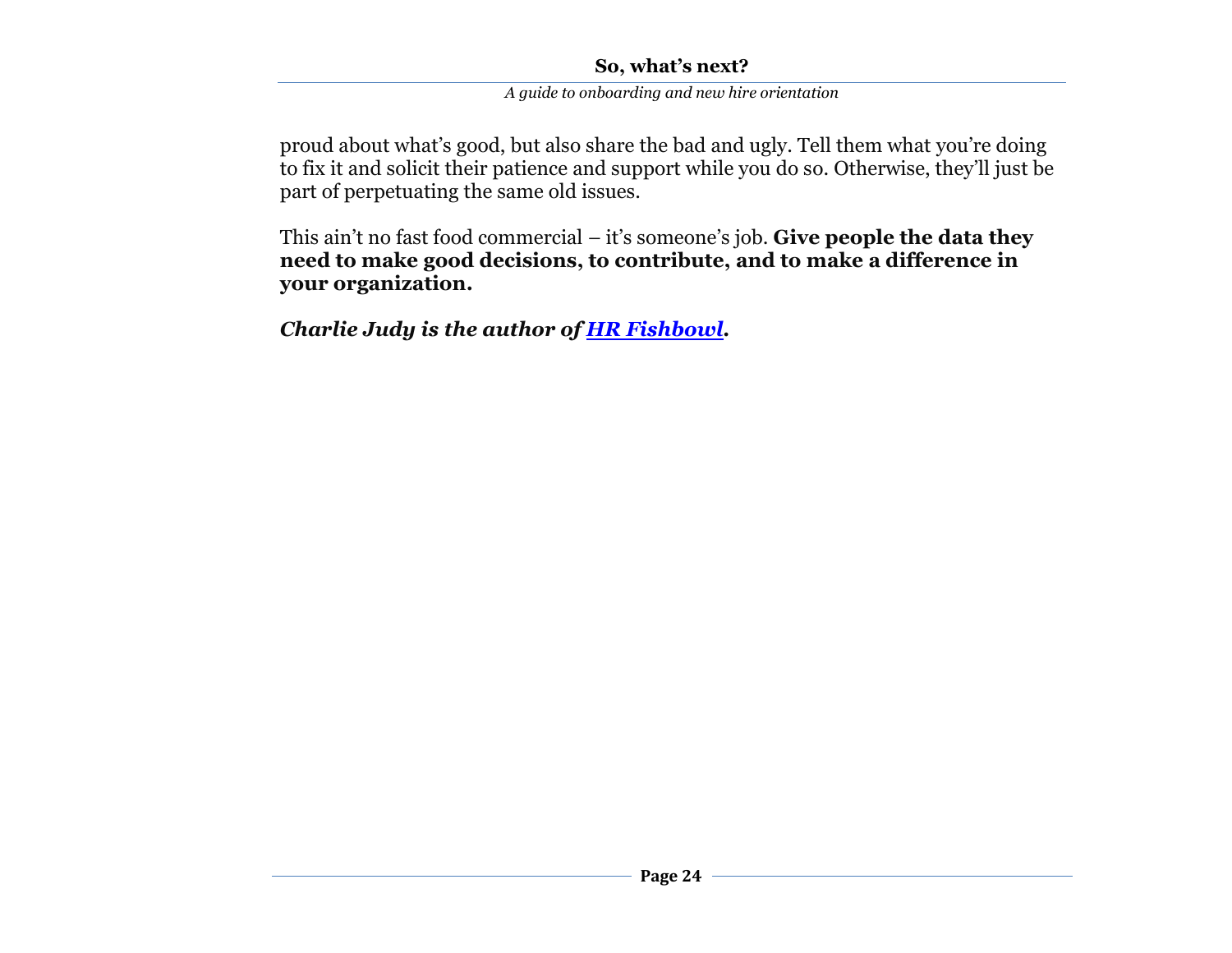proud about what's good, but also share the bad and ugly. Tell them what you're doing to fix it and solicit their patience and support while you do so. Otherwise, they'll just be part of perpetuating the same old issues.

This ain't no fast food commercial – it's someone's job. **Give people the data they need to make good decisions, to contribute, and to make a difference in your organization.**

***Charlie Judy is the author of [HR Fishbowl](HR Fishbowl).***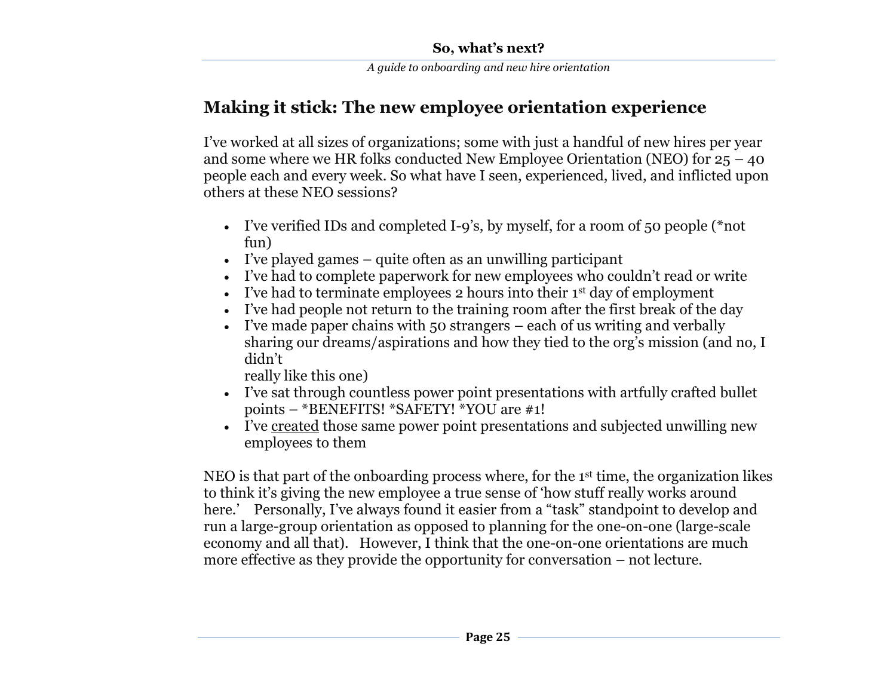## Making it stick: The new employee orientation experience

I've worked at all sizes of organizations; some with just a handful of new hires per year and some where we HR folks conducted New Employee Orientation (NEO) for 25 – 40 people each and every week. So what have I seen, experienced, lived, and inflicted upon others at these NEO sessions?

- I've verified IDs and completed I-9's, by myself, for a room of 50 people (*not fun)
- I've played games – quite often as an unwilling participant
- I've had to complete paperwork for new employees who couldn't read or write
- I've had to terminate employees 2 hours into their 1st day of employment
- I've had people not return to the training room after the first break of the day
- I've made paper chains with 50 strangers – each of us writing and verbally sharing our dreams/aspirations and how they tied to the org's mission (and no, I didn't really like this one)
- I've sat through countless power point presentations with artfully crafted bullet points – *BENEFITS! *SAFETY! *YOU are #1!
- I've <u>created</u> those same power point presentations and subjected unwilling new employees to them

NEO is that part of the onboarding process where, for the 1st time, the organization likes to think it's giving the new employee a true sense of 'how stuff really works around here.' Personally, I've always found it easier from a "task" standpoint to develop and run a large-group orientation as opposed to planning for the one-on-one (large-scale economy and all that). However, I think that the one-on-one orientations are much more effective as they provide the opportunity for conversation – not lecture.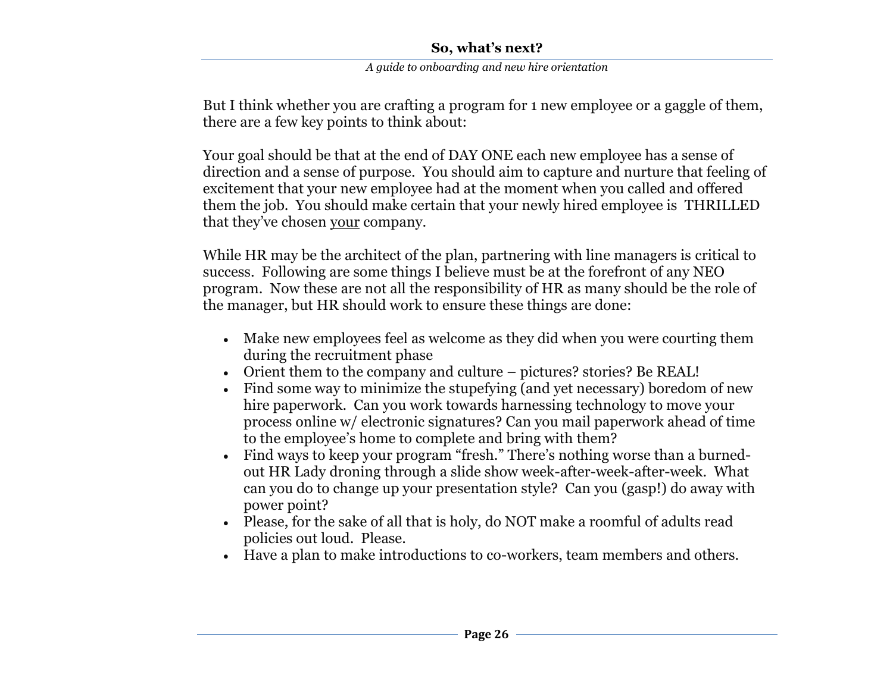But I think whether you are crafting a program for 1 new employee or a gaggle of them, there are a few key points to think about:

Your goal should be that at the end of DAY ONE each new employee has a sense of direction and a sense of purpose. You should aim to capture and nurture that feeling of excitement that your new employee had at the moment when you called and offered them the job. You should make certain that your newly hired employee is THRILLED that they've chosen <u>your</u> company.

While HR may be the architect of the plan, partnering with line managers is critical to success. Following are some things I believe must be at the forefront of any NEO program. Now these are not all the responsibility of HR as many should be the role of the manager, but HR should work to ensure these things are done:

- Make new employees feel as welcome as they did when you were courting them during the recruitment phase
- Orient them to the company and culture – pictures? stories? Be REAL!
- Find some way to minimize the stupefying (and yet necessary) boredom of new hire paperwork. Can you work towards harnessing technology to move your process online w/ electronic signatures? Can you mail paperwork ahead of time to the employee's home to complete and bring with them?
- Find ways to keep your program "fresh." There's nothing worse than a burned-out HR Lady droning through a slide show week-after-week-after-week. What can you do to change up your presentation style? Can you (gasp!) do away with power point?
- Please, for the sake of all that is holy, do NOT make a roomful of adults read policies out loud. Please.
- Have a plan to make introductions to co-workers, team members and others.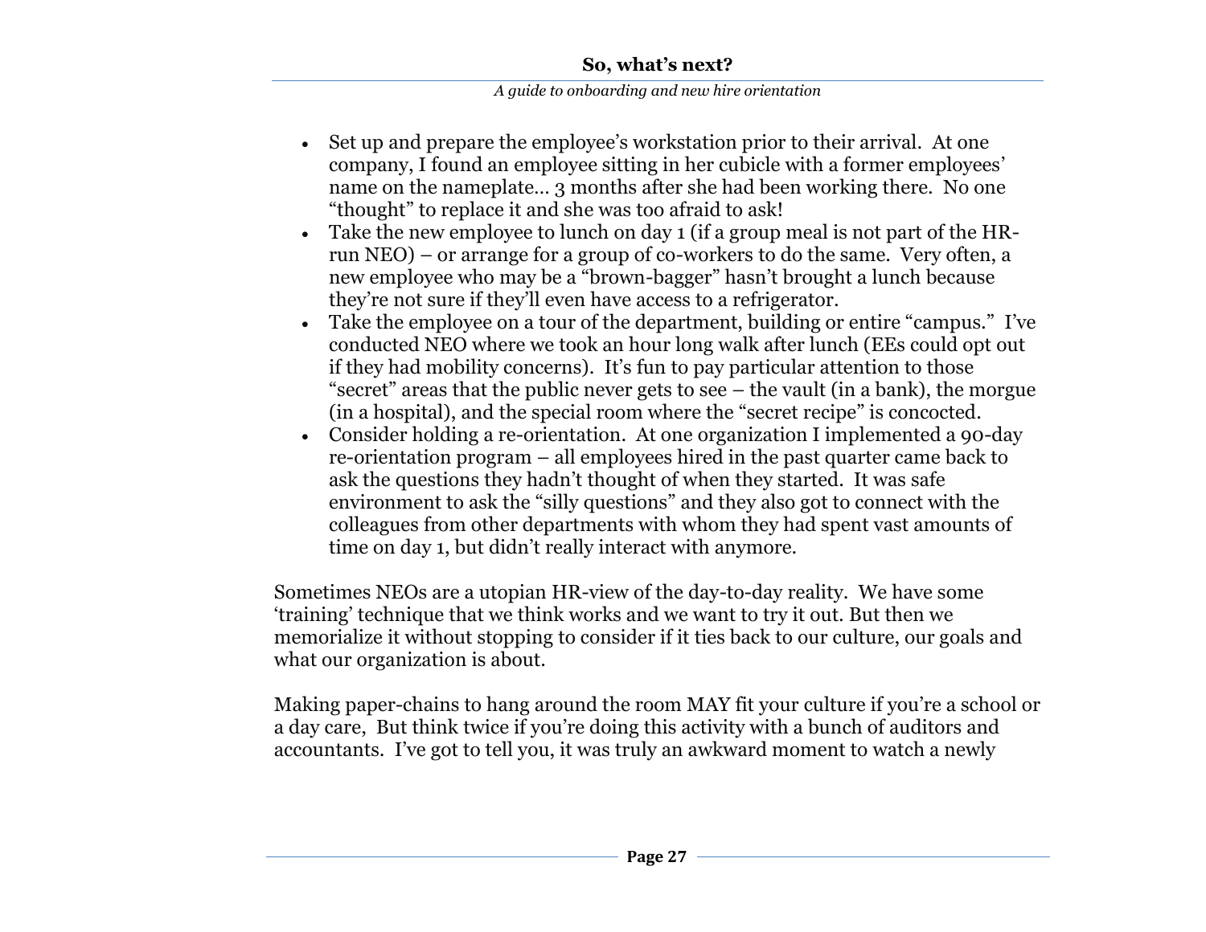- Set up and prepare the employee's workstation prior to their arrival. At one company, I found an employee sitting in her cubicle with a former employees' name on the nameplate… 3 months after she had been working there. No one "thought" to replace it and she was too afraid to ask!
- Take the new employee to lunch on day 1 (if a group meal is not part of the HR-run NEO) – or arrange for a group of co-workers to do the same. Very often, a new employee who may be a "brown-bagger" hasn't brought a lunch because they're not sure if they'll even have access to a refrigerator.
- Take the employee on a tour of the department, building or entire "campus." I've conducted NEO where we took an hour long walk after lunch (EEs could opt out if they had mobility concerns). It's fun to pay particular attention to those "secret" areas that the public never gets to see – the vault (in a bank), the morgue (in a hospital), and the special room where the "secret recipe" is concocted.
- Consider holding a re-orientation. At one organization I implemented a 90-day re-orientation program – all employees hired in the past quarter came back to ask the questions they hadn't thought of when they started. It was safe environment to ask the "silly questions" and they also got to connect with the colleagues from other departments with whom they had spent vast amounts of time on day 1, but didn't really interact with anymore.

Sometimes NEOs are a utopian HR-view of the day-to-day reality. We have some 'training' technique that we think works and we want to try it out. But then we memorialize it without stopping to consider if it ties back to our culture, our goals and what our organization is about.

Making paper-chains to hang around the room MAY fit your culture if you're a school or a day care, But think twice if you're doing this activity with a bunch of auditors and accountants. I've got to tell you, it was truly an awkward moment to watch a newly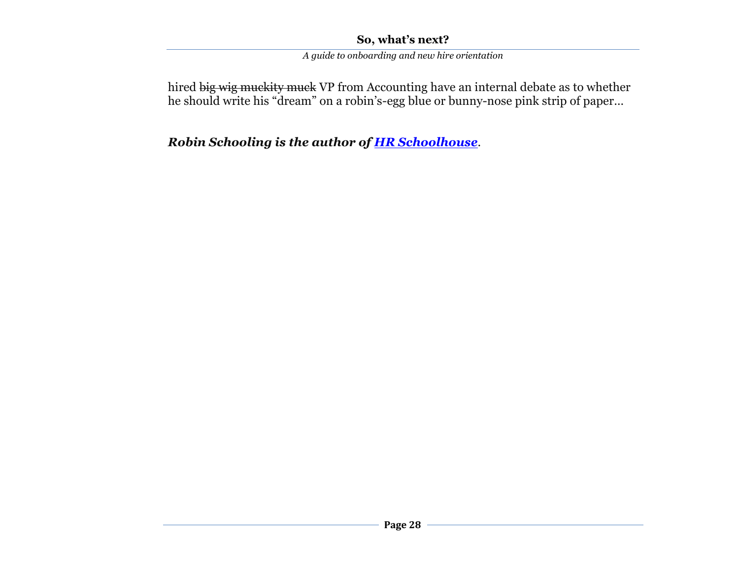hired ~~big wig muckity muck~~ VP from Accounting have an internal debate as to whether he should write his “dream” on a robin’s-egg blue or bunny-nose pink strip of paper…

***Robin Schooling is the author of [HR Schoolhouse](HR Schoolhouse).***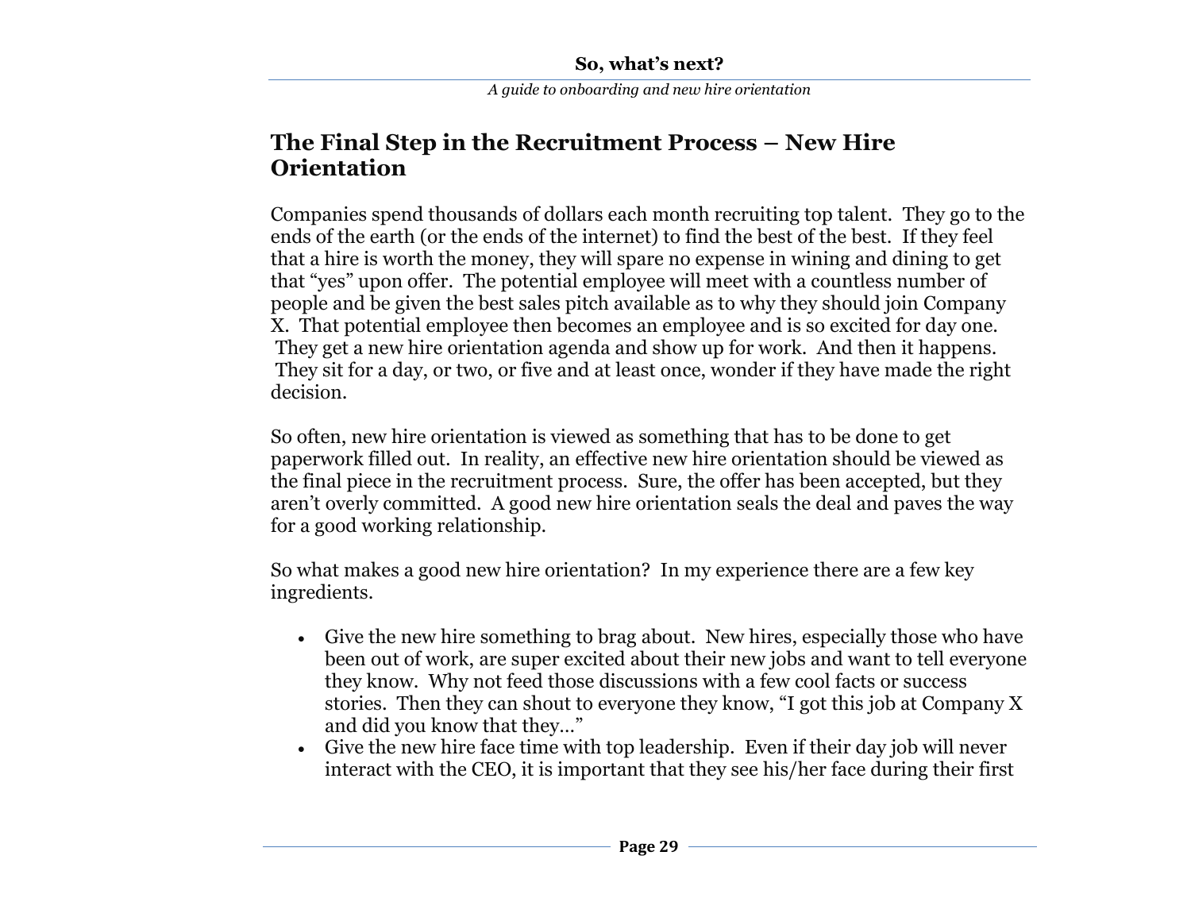## The Final Step in the Recruitment Process – New Hire Orientation

Companies spend thousands of dollars each month recruiting top talent. They go to the ends of the earth (or the ends of the internet) to find the best of the best. If they feel that a hire is worth the money, they will spare no expense in wining and dining to get that "yes" upon offer. The potential employee will meet with a countless number of people and be given the best sales pitch available as to why they should join Company X. That potential employee then becomes an employee and is so excited for day one. They get a new hire orientation agenda and show up for work. And then it happens. They sit for a day, or two, or five and at least once, wonder if they have made the right decision.

So often, new hire orientation is viewed as something that has to be done to get paperwork filled out. In reality, an effective new hire orientation should be viewed as the final piece in the recruitment process. Sure, the offer has been accepted, but they aren't overly committed. A good new hire orientation seals the deal and paves the way for a good working relationship.

So what makes a good new hire orientation? In my experience there are a few key ingredients.

- Give the new hire something to brag about. New hires, especially those who have been out of work, are super excited about their new jobs and want to tell everyone they know. Why not feed those discussions with a few cool facts or success stories. Then they can shout to everyone they know, "I got this job at Company X and did you know that they…"
- Give the new hire face time with top leadership. Even if their day job will never interact with the CEO, it is important that they see his/her face during their first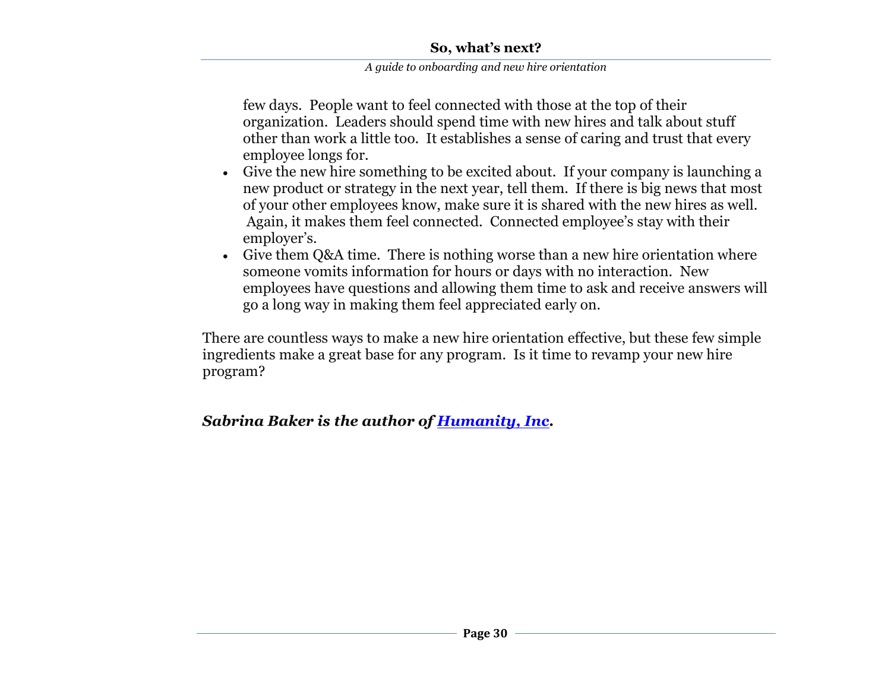few days. People want to feel connected with those at the top of their organization. Leaders should spend time with new hires and talk about stuff other than work a little too. It establishes a sense of caring and trust that every employee longs for.

- Give the new hire something to be excited about. If your company is launching a new product or strategy in the next year, tell them. If there is big news that most of your other employees know, make sure it is shared with the new hires as well. Again, it makes them feel connected. Connected employee's stay with their employer's.
- Give them Q&A time. There is nothing worse than a new hire orientation where someone vomits information for hours or days with no interaction. New employees have questions and allowing them time to ask and receive answers will go a long way in making them feel appreciated early on.

There are countless ways to make a new hire orientation effective, but these few simple ingredients make a great base for any program. Is it time to revamp your new hire program?

***Sabrina Baker is the author of [Humanity, Inc](#).***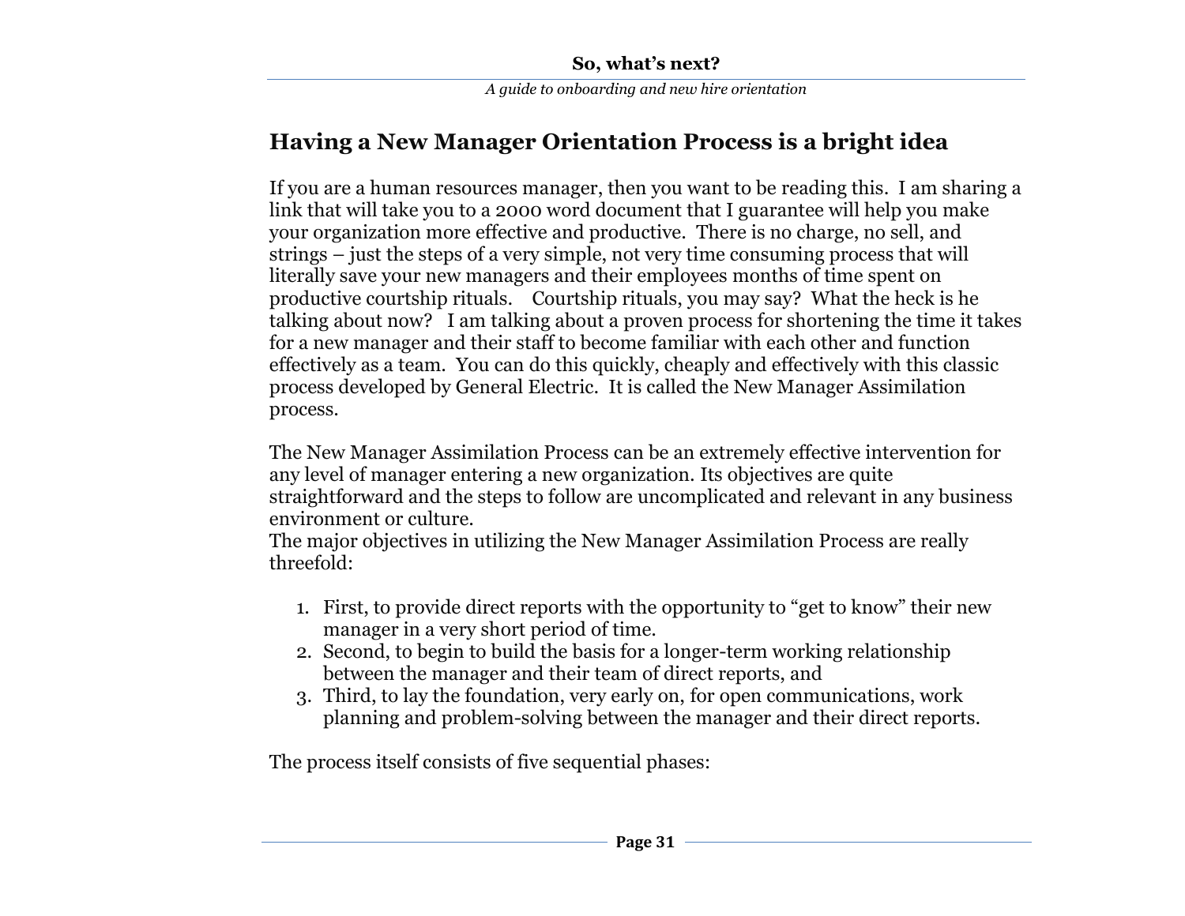## Having a New Manager Orientation Process is a bright idea

If you are a human resources manager, then you want to be reading this. I am sharing a link that will take you to a 2000 word document that I guarantee will help you make your organization more effective and productive. There is no charge, no sell, and strings – just the steps of a very simple, not very time consuming process that will literally save your new managers and their employees months of time spent on productive courtship rituals. Courtship rituals, you may say? What the heck is he talking about now? I am talking about a proven process for shortening the time it takes for a new manager and their staff to become familiar with each other and function effectively as a team. You can do this quickly, cheaply and effectively with this classic process developed by General Electric. It is called the New Manager Assimilation process.

The New Manager Assimilation Process can be an extremely effective intervention for any level of manager entering a new organization. Its objectives are quite straightforward and the steps to follow are uncomplicated and relevant in any business environment or culture.
The major objectives in utilizing the New Manager Assimilation Process are really threefold:

1. First, to provide direct reports with the opportunity to "get to know" their new manager in a very short period of time.
2. Second, to begin to build the basis for a longer-term working relationship between the manager and their team of direct reports, and
3. Third, to lay the foundation, very early on, for open communications, work planning and problem-solving between the manager and their direct reports.

The process itself consists of five sequential phases: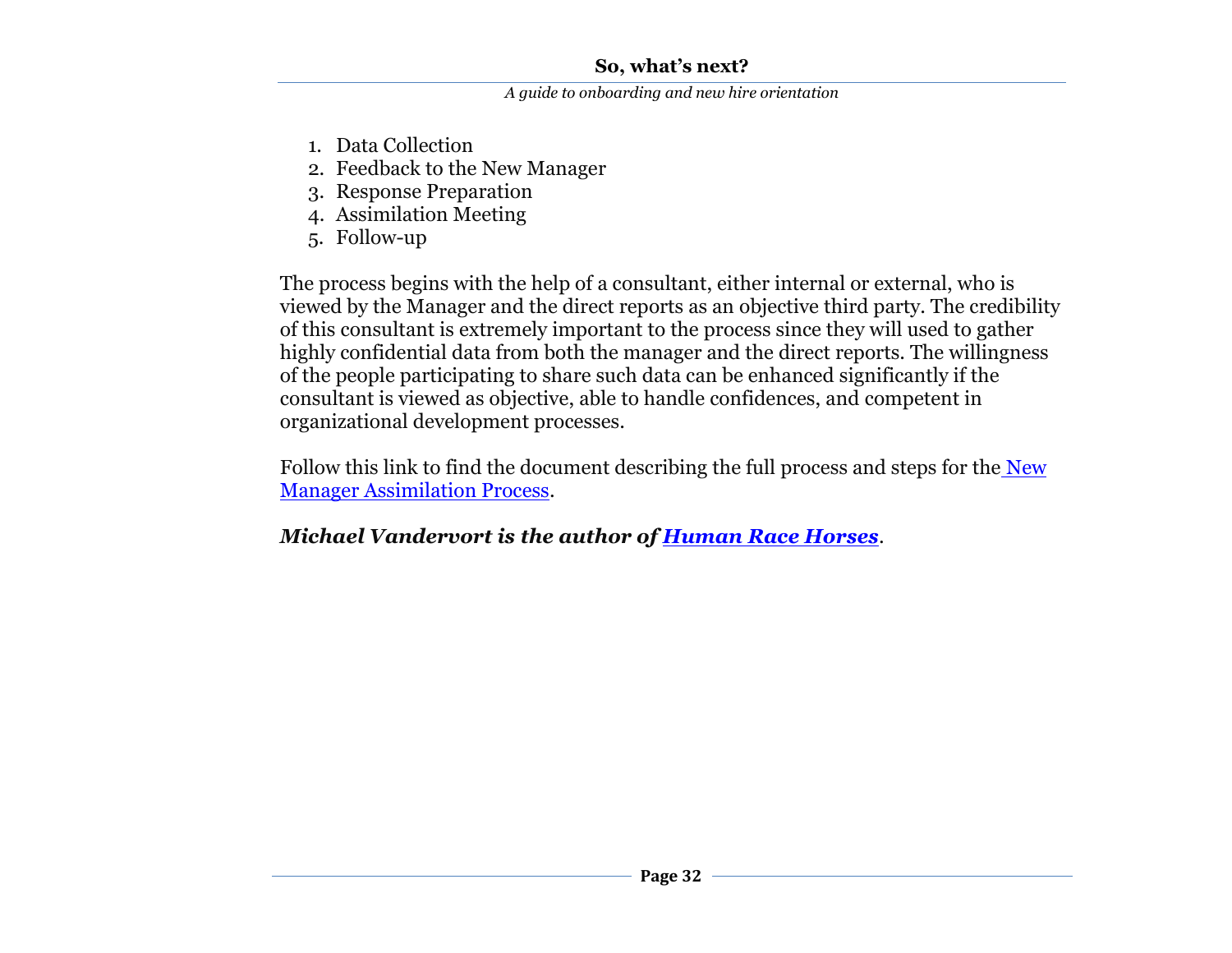1. Data Collection
2. Feedback to the New Manager
3. Response Preparation
4. Assimilation Meeting
5. Follow-up

The process begins with the help of a consultant, either internal or external, who is viewed by the Manager and the direct reports as an objective third party. The credibility of this consultant is extremely important to the process since they will used to gather highly confidential data from both the manager and the direct reports. The willingness of the people participating to share such data can be enhanced significantly if the consultant is viewed as objective, able to handle confidences, and competent in organizational development processes.

Follow this link to find the document describing the full process and steps for the New Manager Assimilation Process.

***Michael Vandervort is the author of Human Race Horses.***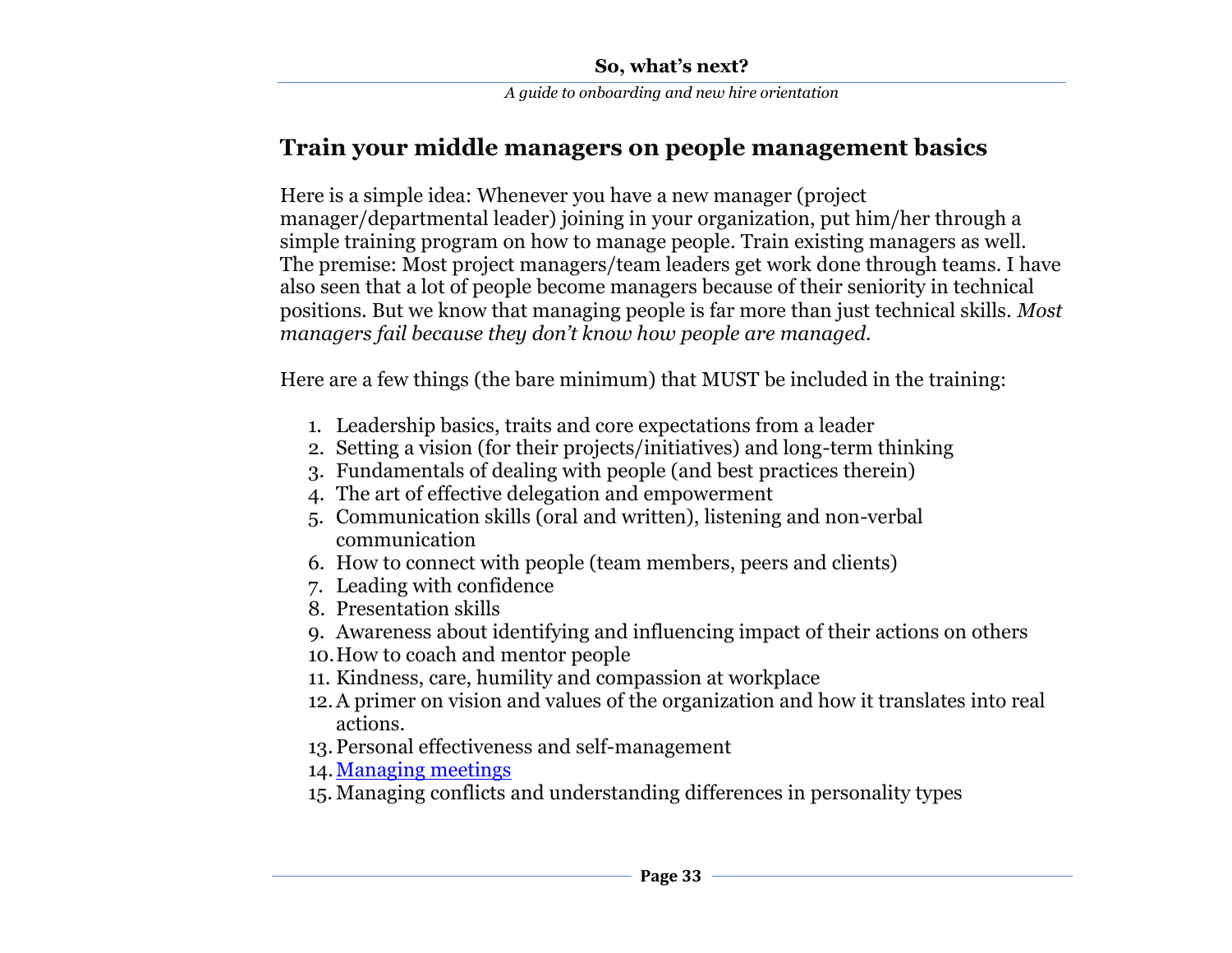## Train your middle managers on people management basics

Here is a simple idea: Whenever you have a new manager (project manager/departmental leader) joining in your organization, put him/her through a simple training program on how to manage people. Train existing managers as well. The premise: Most project managers/team leaders get work done through teams. I have also seen that a lot of people become managers because of their seniority in technical positions. But we know that managing people is far more than just technical skills. *Most managers fail because they don't know how people are managed.*

Here are a few things (the bare minimum) that MUST be included in the training:

1. Leadership basics, traits and core expectations from a leader
2. Setting a vision (for their projects/initiatives) and long-term thinking
3. Fundamentals of dealing with people (and best practices therein)
4. The art of effective delegation and empowerment
5. Communication skills (oral and written), listening and non-verbal communication
6. How to connect with people (team members, peers and clients)
7. Leading with confidence
8. Presentation skills
9. Awareness about identifying and influencing impact of their actions on others
10. How to coach and mentor people
11. Kindness, care, humility and compassion at workplace
12. A primer on vision and values of the organization and how it translates into real actions.
13. Personal effectiveness and self-management
14. Managing meetings
15. Managing conflicts and understanding differences in personality types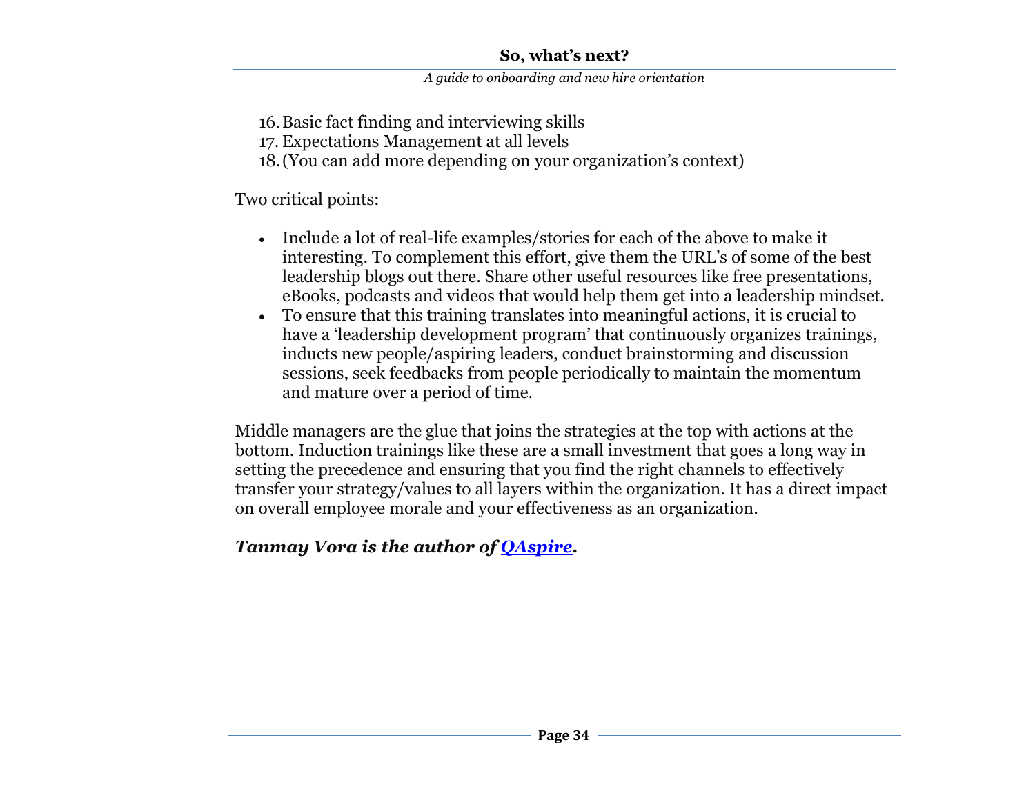16. Basic fact finding and interviewing skills
17. Expectations Management at all levels
18. (You can add more depending on your organization's context)

Two critical points:

- Include a lot of real-life examples/stories for each of the above to make it interesting. To complement this effort, give them the URL's of some of the best leadership blogs out there. Share other useful resources like free presentations, eBooks, podcasts and videos that would help them get into a leadership mindset.
- To ensure that this training translates into meaningful actions, it is crucial to have a 'leadership development program' that continuously organizes trainings, inducts new people/aspiring leaders, conduct brainstorming and discussion sessions, seek feedbacks from people periodically to maintain the momentum and mature over a period of time.

Middle managers are the glue that joins the strategies at the top with actions at the bottom. Induction trainings like these are a small investment that goes a long way in setting the precedence and ensuring that you find the right channels to effectively transfer your strategy/values to all layers within the organization. It has a direct impact on overall employee morale and your effectiveness as an organization.

***Tanmay Vora is the author of QAspire.***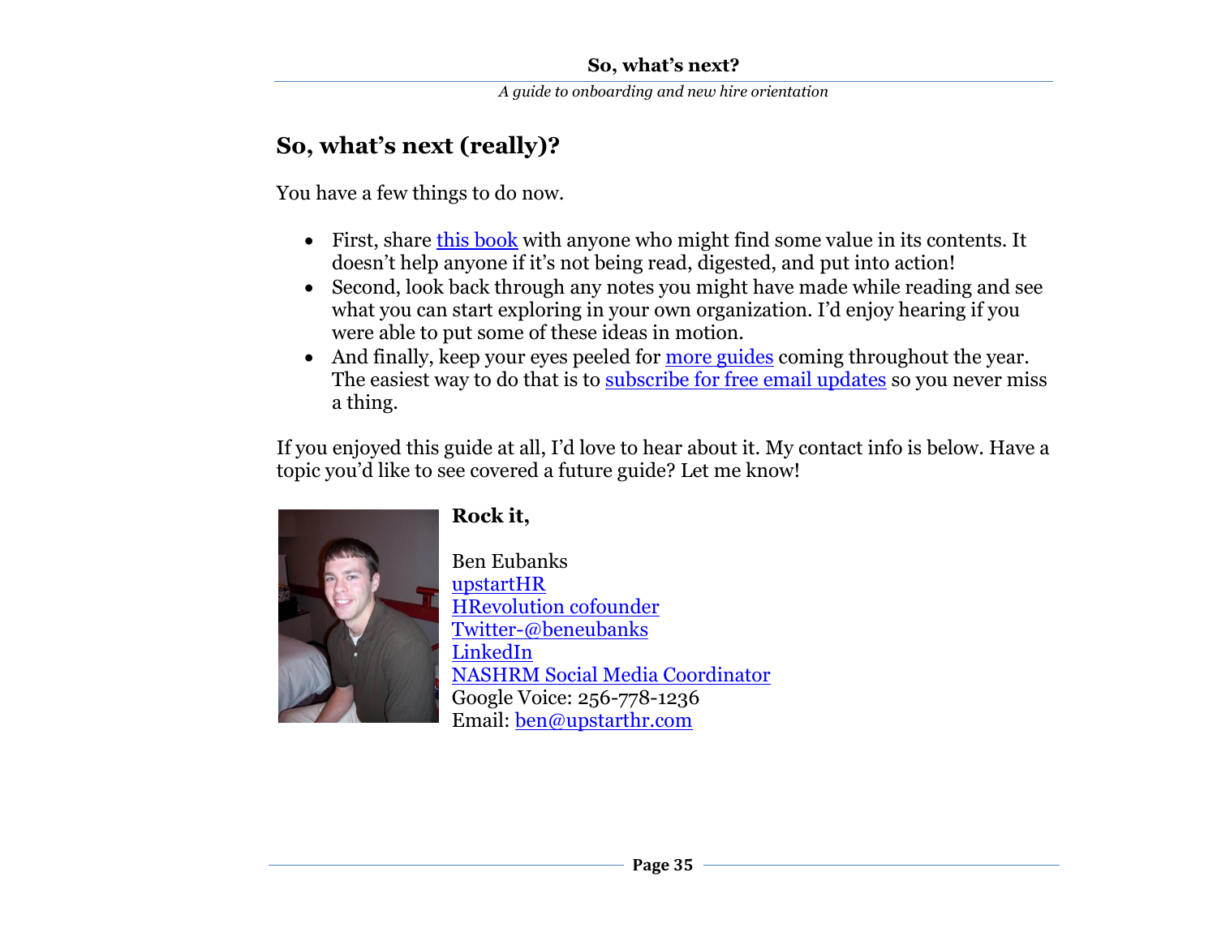## So, what's next (really)?

You have a few things to do now.

- First, share this book with anyone who might find some value in its contents. It doesn't help anyone if it's not being read, digested, and put into action!
- Second, look back through any notes you might have made while reading and see what you can start exploring in your own organization. I'd enjoy hearing if you were able to put some of these ideas in motion.
- And finally, keep your eyes peeled for more guides coming throughout the year. The easiest way to do that is to subscribe for free email updates so you never miss a thing.

If you enjoyed this guide at all, I'd love to hear about it. My contact info is below. Have a topic you'd like to see covered a future guide? Let me know!

**Rock it,**

Ben Eubanks
upstartHR
HRevolution cofounder
Twitter-@beneubanks
LinkedIn
NASHRM Social Media Coordinator
Google Voice: 256-778-1236
Email: ben@upstarthr.com